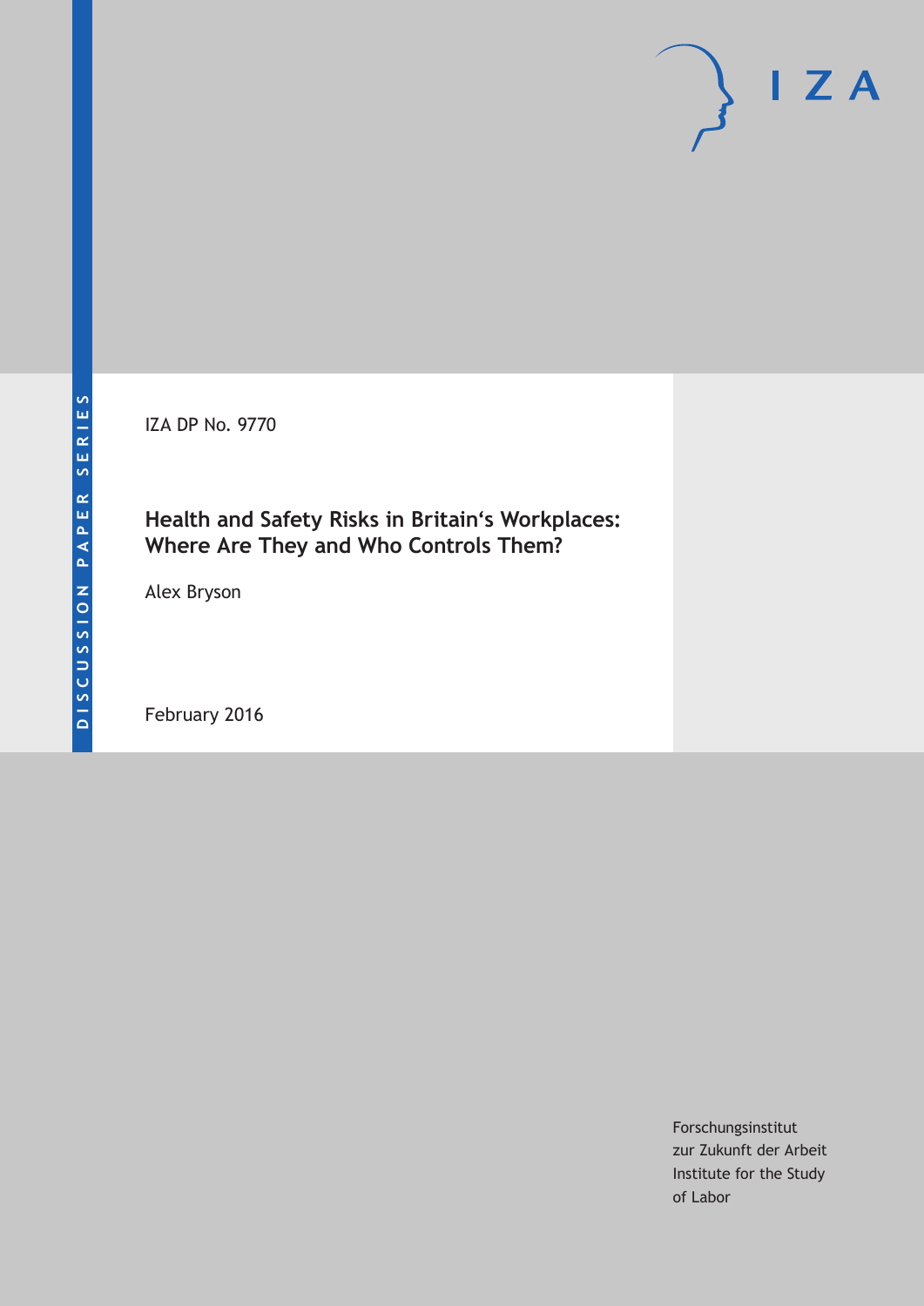IZA DP No. 9770

# Health and Safety Risks in Britain‘s Workplaces: Where Are They and Who Controls Them?

Alex Bryson

February 2016

Forschungsinstitut zur Zukunft der Arbeit
Institute for the Study of Labor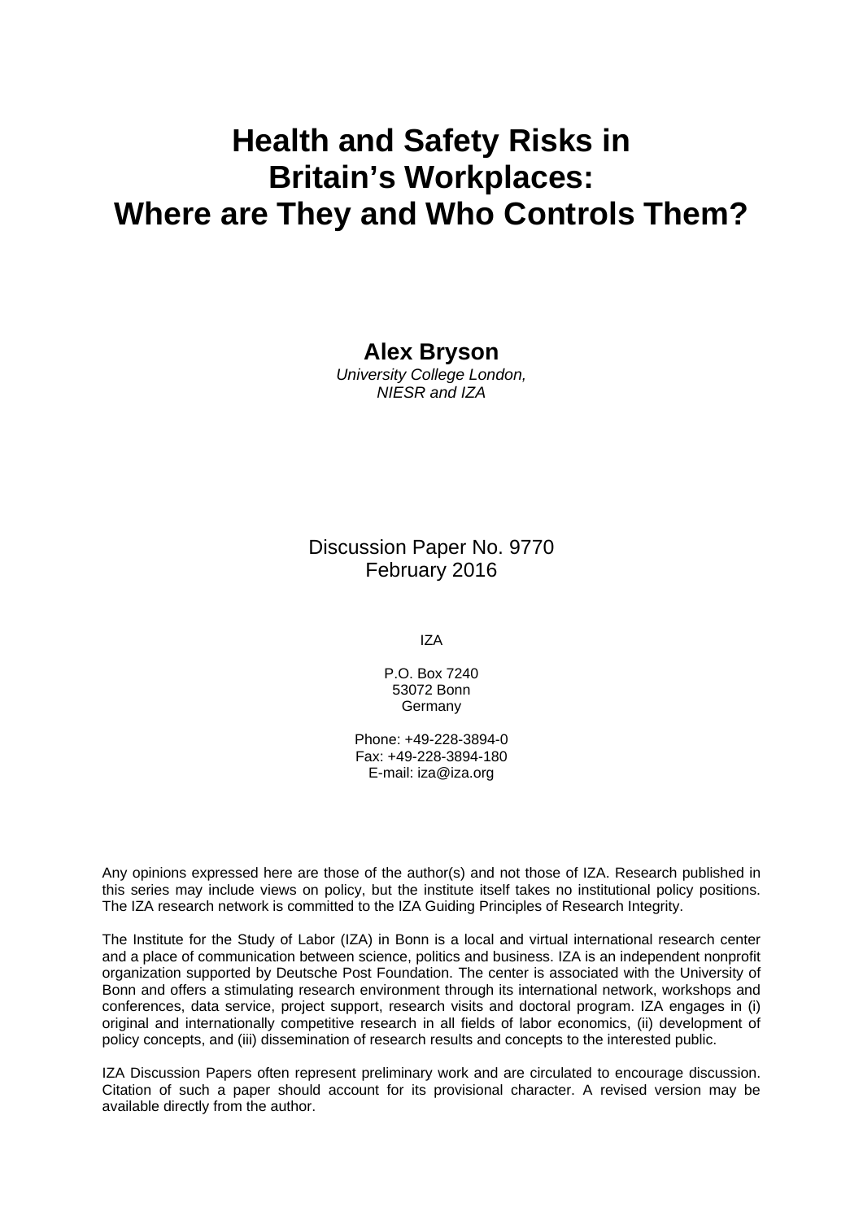# Health and Safety Risks in Britain's Workplaces: Where are They and Who Controls Them?

**Alex Bryson**

*University College London, NIESR and IZA*

Discussion Paper No. 9770
February 2016

IZA

P.O. Box 7240
53072 Bonn
Germany

Phone: +49-228-3894-0
Fax: +49-228-3894-180
E-mail: iza@iza.org

Any opinions expressed here are those of the author(s) and not those of IZA. Research published in this series may include views on policy, but the institute itself takes no institutional policy positions. The IZA research network is committed to the IZA Guiding Principles of Research Integrity.

The Institute for the Study of Labor (IZA) in Bonn is a local and virtual international research center and a place of communication between science, politics and business. IZA is an independent nonprofit organization supported by Deutsche Post Foundation. The center is associated with the University of Bonn and offers a stimulating research environment through its international network, workshops and conferences, data service, project support, research visits and doctoral program. IZA engages in (i) original and internationally competitive research in all fields of labor economics, (ii) development of policy concepts, and (iii) dissemination of research results and concepts to the interested public.

IZA Discussion Papers often represent preliminary work and are circulated to encourage discussion. Citation of such a paper should account for its provisional character. A revised version may be available directly from the author.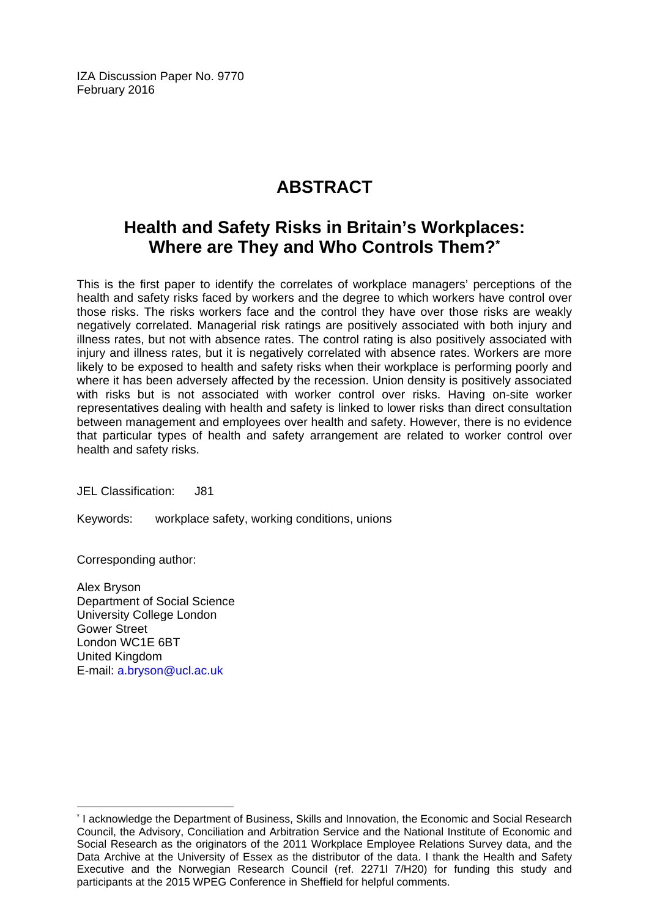IZA Discussion Paper No. 9770
February 2016

# ABSTRACT

## Health and Safety Risks in Britain's Workplaces: Where are They and Who Controls Them?*

This is the first paper to identify the correlates of workplace managers' perceptions of the health and safety risks faced by workers and the degree to which workers have control over those risks. The risks workers face and the control they have over those risks are weakly negatively correlated. Managerial risk ratings are positively associated with both injury and illness rates, but not with absence rates. The control rating is also positively associated with injury and illness rates, but it is negatively correlated with absence rates. Workers are more likely to be exposed to health and safety risks when their workplace is performing poorly and where it has been adversely affected by the recession. Union density is positively associated with risks but is not associated with worker control over risks. Having on-site worker representatives dealing with health and safety is linked to lower risks than direct consultation between management and employees over health and safety. However, there is no evidence that particular types of health and safety arrangement are related to worker control over health and safety risks.

JEL Classification: J81

Keywords: workplace safety, working conditions, unions

Corresponding author:

Alex Bryson
Department of Social Science
University College London
Gower Street
London WC1E 6BT
United Kingdom
E-mail: a.bryson@ucl.ac.uk

---

* I acknowledge the Department of Business, Skills and Innovation, the Economic and Social Research Council, the Advisory, Conciliation and Arbitration Service and the National Institute of Economic and Social Research as the originators of the 2011 Workplace Employee Relations Survey data, and the Data Archive at the University of Essex as the distributor of the data. I thank the Health and Safety Executive and the Norwegian Research Council (ref. 2271l 7/H20) for funding this study and participants at the 2015 WPEG Conference in Sheffield for helpful comments.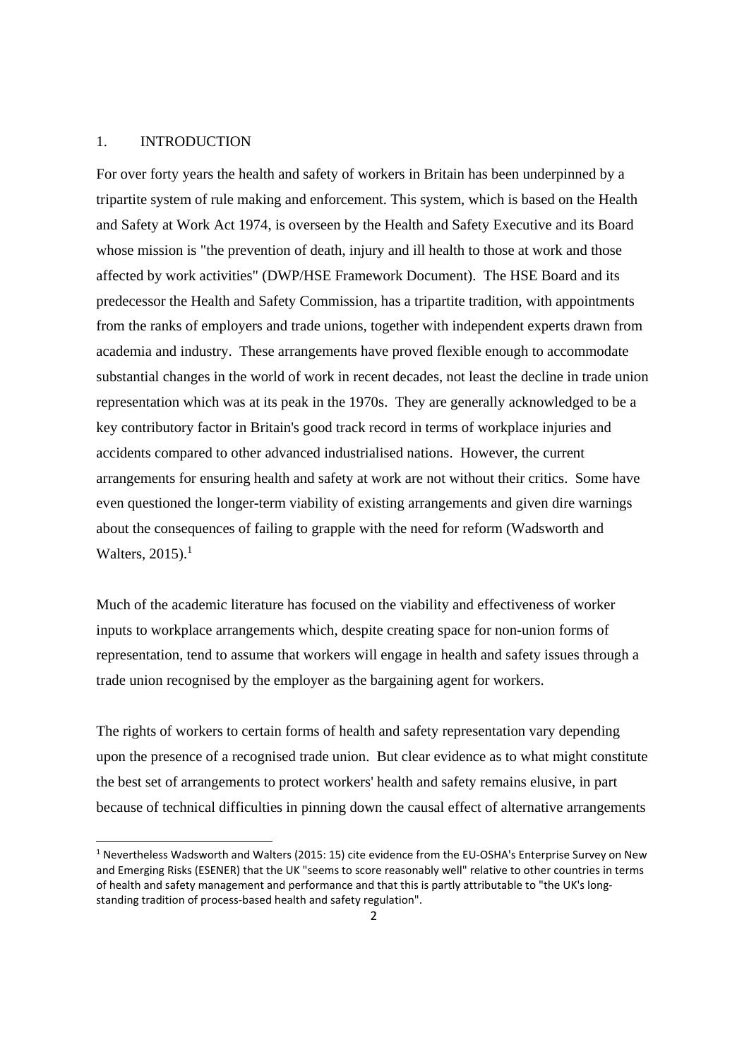## 1. INTRODUCTION

For over forty years the health and safety of workers in Britain has been underpinned by a tripartite system of rule making and enforcement. This system, which is based on the Health and Safety at Work Act 1974, is overseen by the Health and Safety Executive and its Board whose mission is "the prevention of death, injury and ill health to those at work and those affected by work activities" (DWP/HSE Framework Document). The HSE Board and its predecessor the Health and Safety Commission, has a tripartite tradition, with appointments from the ranks of employers and trade unions, together with independent experts drawn from academia and industry. These arrangements have proved flexible enough to accommodate substantial changes in the world of work in recent decades, not least the decline in trade union representation which was at its peak in the 1970s. They are generally acknowledged to be a key contributory factor in Britain's good track record in terms of workplace injuries and accidents compared to other advanced industrialised nations. However, the current arrangements for ensuring health and safety at work are not without their critics. Some have even questioned the longer-term viability of existing arrangements and given dire warnings about the consequences of failing to grapple with the need for reform (Wadsworth and Walters, 2015).[1]

Much of the academic literature has focused on the viability and effectiveness of worker inputs to workplace arrangements which, despite creating space for non-union forms of representation, tend to assume that workers will engage in health and safety issues through a trade union recognised by the employer as the bargaining agent for workers.

The rights of workers to certain forms of health and safety representation vary depending upon the presence of a recognised trade union. But clear evidence as to what might constitute the best set of arrangements to protect workers' health and safety remains elusive, in part because of technical difficulties in pinning down the causal effect of alternative arrangements

[1] Nevertheless Wadsworth and Walters (2015: 15) cite evidence from the EU-OSHA's Enterprise Survey on New and Emerging Risks (ESENER) that the UK "seems to score reasonably well" relative to other countries in terms of health and safety management and performance and that this is partly attributable to "the UK's long-standing tradition of process-based health and safety regulation".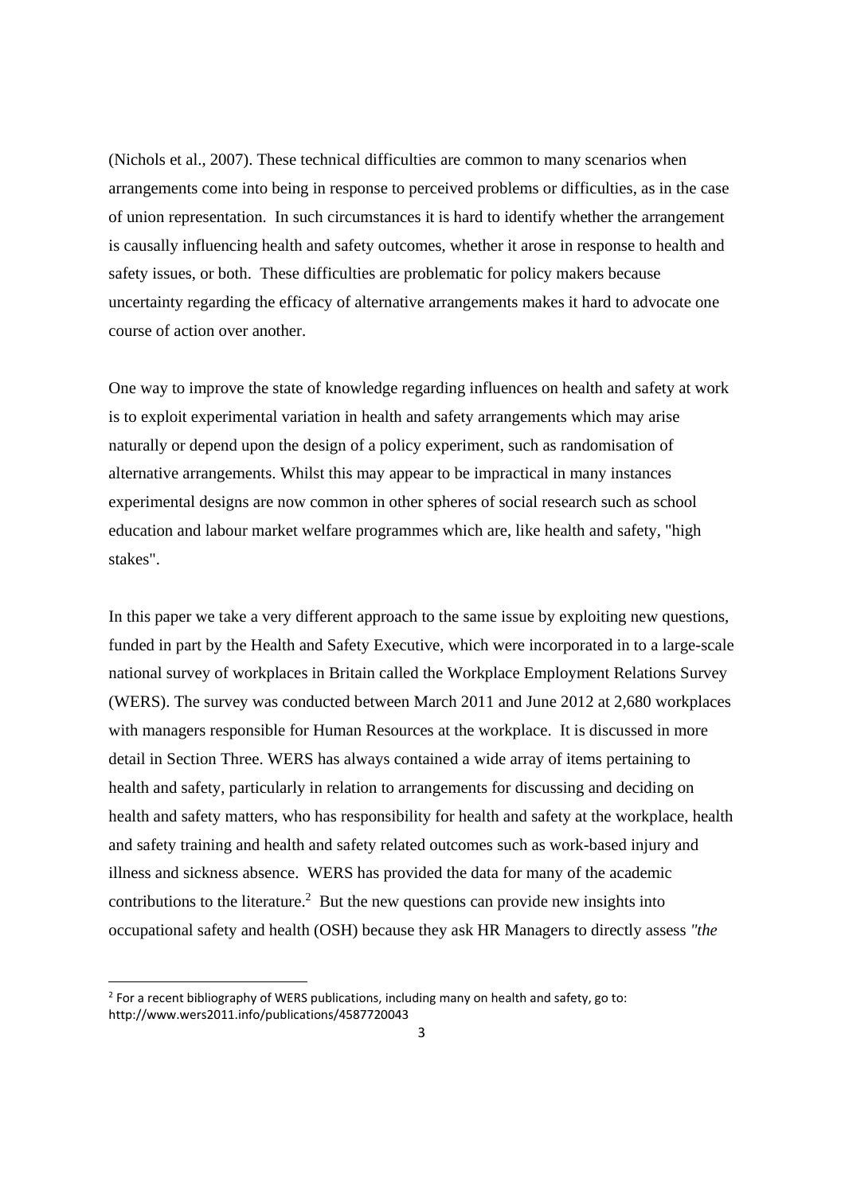(Nichols et al., 2007). These technical difficulties are common to many scenarios when arrangements come into being in response to perceived problems or difficulties, as in the case of union representation. In such circumstances it is hard to identify whether the arrangement is causally influencing health and safety outcomes, whether it arose in response to health and safety issues, or both. These difficulties are problematic for policy makers because uncertainty regarding the efficacy of alternative arrangements makes it hard to advocate one course of action over another.

One way to improve the state of knowledge regarding influences on health and safety at work is to exploit experimental variation in health and safety arrangements which may arise naturally or depend upon the design of a policy experiment, such as randomisation of alternative arrangements. Whilst this may appear to be impractical in many instances experimental designs are now common in other spheres of social research such as school education and labour market welfare programmes which are, like health and safety, "high stakes".

In this paper we take a very different approach to the same issue by exploiting new questions, funded in part by the Health and Safety Executive, which were incorporated in to a large-scale national survey of workplaces in Britain called the Workplace Employment Relations Survey (WERS). The survey was conducted between March 2011 and June 2012 at 2,680 workplaces with managers responsible for Human Resources at the workplace. It is discussed in more detail in Section Three. WERS has always contained a wide array of items pertaining to health and safety, particularly in relation to arrangements for discussing and deciding on health and safety matters, who has responsibility for health and safety at the workplace, health and safety training and health and safety related outcomes such as work-based injury and illness and sickness absence. WERS has provided the data for many of the academic contributions to the literature.[2] But the new questions can provide new insights into occupational safety and health (OSH) because they ask HR Managers to directly assess *"the*

[2] For a recent bibliography of WERS publications, including many on health and safety, go to: http://www.wers2011.info/publications/4587720043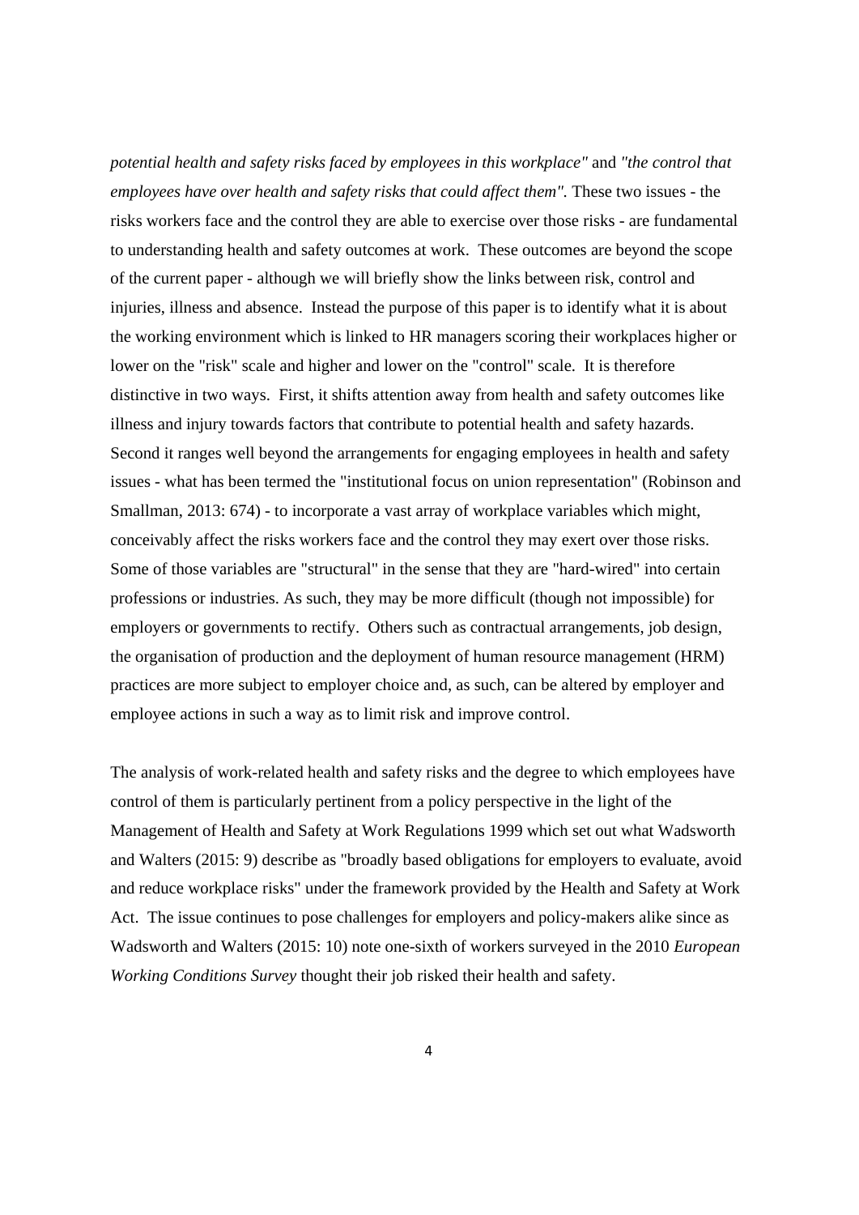*potential health and safety risks faced by employees in this workplace"* and *"the control that employees have over health and safety risks that could affect them".* These two issues - the risks workers face and the control they are able to exercise over those risks - are fundamental to understanding health and safety outcomes at work. These outcomes are beyond the scope of the current paper - although we will briefly show the links between risk, control and injuries, illness and absence. Instead the purpose of this paper is to identify what it is about the working environment which is linked to HR managers scoring their workplaces higher or lower on the "risk" scale and higher and lower on the "control" scale. It is therefore distinctive in two ways. First, it shifts attention away from health and safety outcomes like illness and injury towards factors that contribute to potential health and safety hazards. Second it ranges well beyond the arrangements for engaging employees in health and safety issues - what has been termed the "institutional focus on union representation" (Robinson and Smallman, 2013: 674) - to incorporate a vast array of workplace variables which might, conceivably affect the risks workers face and the control they may exert over those risks. Some of those variables are "structural" in the sense that they are "hard-wired" into certain professions or industries. As such, they may be more difficult (though not impossible) for employers or governments to rectify. Others such as contractual arrangements, job design, the organisation of production and the deployment of human resource management (HRM) practices are more subject to employer choice and, as such, can be altered by employer and employee actions in such a way as to limit risk and improve control.

The analysis of work-related health and safety risks and the degree to which employees have control of them is particularly pertinent from a policy perspective in the light of the Management of Health and Safety at Work Regulations 1999 which set out what Wadsworth and Walters (2015: 9) describe as "broadly based obligations for employers to evaluate, avoid and reduce workplace risks" under the framework provided by the Health and Safety at Work Act. The issue continues to pose challenges for employers and policy-makers alike since as Wadsworth and Walters (2015: 10) note one-sixth of workers surveyed in the 2010 *European Working Conditions Survey* thought their job risked their health and safety.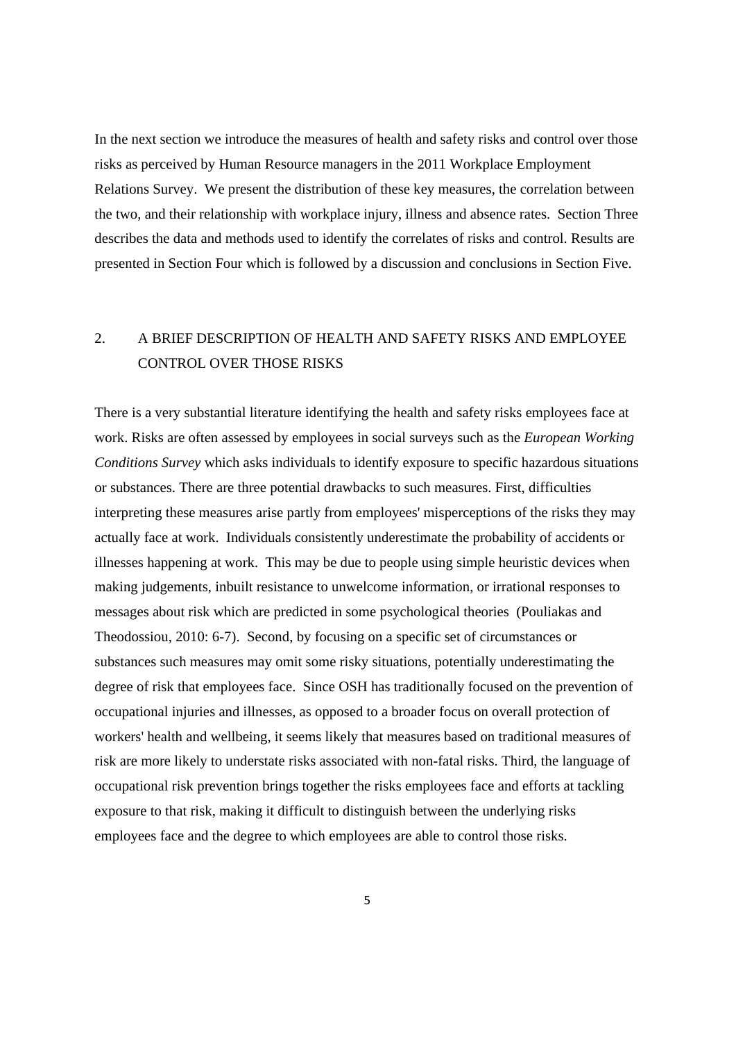In the next section we introduce the measures of health and safety risks and control over those risks as perceived by Human Resource managers in the 2011 Workplace Employment Relations Survey. We present the distribution of these key measures, the correlation between the two, and their relationship with workplace injury, illness and absence rates. Section Three describes the data and methods used to identify the correlates of risks and control. Results are presented in Section Four which is followed by a discussion and conclusions in Section Five.

## 2. A BRIEF DESCRIPTION OF HEALTH AND SAFETY RISKS AND EMPLOYEE CONTROL OVER THOSE RISKS

There is a very substantial literature identifying the health and safety risks employees face at work. Risks are often assessed by employees in social surveys such as the *European Working Conditions Survey* which asks individuals to identify exposure to specific hazardous situations or substances. There are three potential drawbacks to such measures. First, difficulties interpreting these measures arise partly from employees' misperceptions of the risks they may actually face at work. Individuals consistently underestimate the probability of accidents or illnesses happening at work. This may be due to people using simple heuristic devices when making judgements, inbuilt resistance to unwelcome information, or irrational responses to messages about risk which are predicted in some psychological theories (Pouliakas and Theodossiou, 2010: 6-7). Second, by focusing on a specific set of circumstances or substances such measures may omit some risky situations, potentially underestimating the degree of risk that employees face. Since OSH has traditionally focused on the prevention of occupational injuries and illnesses, as opposed to a broader focus on overall protection of workers' health and wellbeing, it seems likely that measures based on traditional measures of risk are more likely to understate risks associated with non-fatal risks. Third, the language of occupational risk prevention brings together the risks employees face and efforts at tackling exposure to that risk, making it difficult to distinguish between the underlying risks employees face and the degree to which employees are able to control those risks.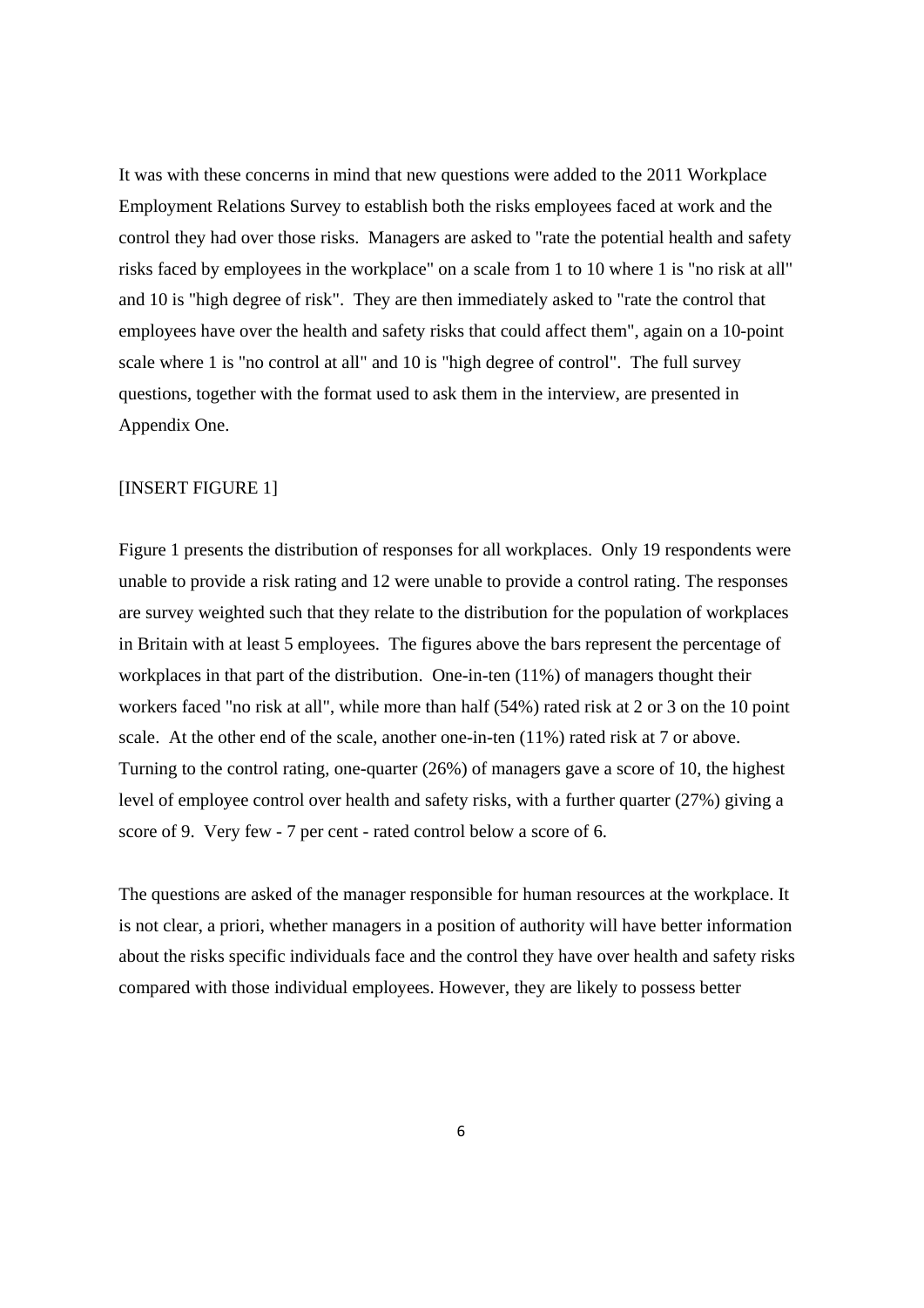It was with these concerns in mind that new questions were added to the 2011 Workplace Employment Relations Survey to establish both the risks employees faced at work and the control they had over those risks. Managers are asked to "rate the potential health and safety risks faced by employees in the workplace" on a scale from 1 to 10 where 1 is "no risk at all" and 10 is "high degree of risk". They are then immediately asked to "rate the control that employees have over the health and safety risks that could affect them", again on a 10-point scale where 1 is "no control at all" and 10 is "high degree of control". The full survey questions, together with the format used to ask them in the interview, are presented in Appendix One.

[INSERT FIGURE 1]

Figure 1 presents the distribution of responses for all workplaces. Only 19 respondents were unable to provide a risk rating and 12 were unable to provide a control rating. The responses are survey weighted such that they relate to the distribution for the population of workplaces in Britain with at least 5 employees. The figures above the bars represent the percentage of workplaces in that part of the distribution. One-in-ten (11%) of managers thought their workers faced "no risk at all", while more than half (54%) rated risk at 2 or 3 on the 10 point scale. At the other end of the scale, another one-in-ten (11%) rated risk at 7 or above. Turning to the control rating, one-quarter (26%) of managers gave a score of 10, the highest level of employee control over health and safety risks, with a further quarter (27%) giving a score of 9. Very few - 7 per cent - rated control below a score of 6.

The questions are asked of the manager responsible for human resources at the workplace. It is not clear, a priori, whether managers in a position of authority will have better information about the risks specific individuals face and the control they have over health and safety risks compared with those individual employees. However, they are likely to possess better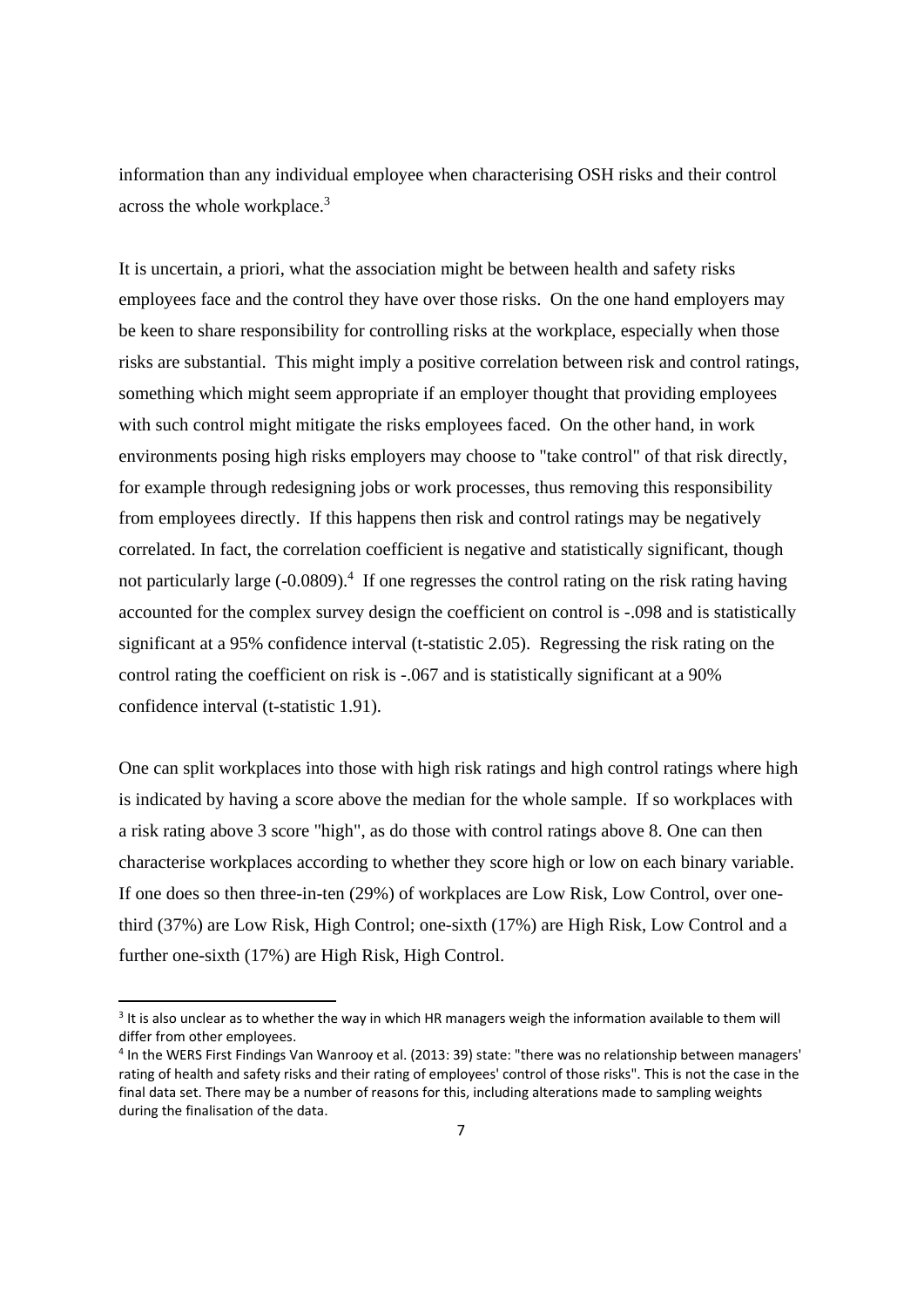information than any individual employee when characterising OSH risks and their control across the whole workplace.[3]

It is uncertain, a priori, what the association might be between health and safety risks employees face and the control they have over those risks. On the one hand employers may be keen to share responsibility for controlling risks at the workplace, especially when those risks are substantial. This might imply a positive correlation between risk and control ratings, something which might seem appropriate if an employer thought that providing employees with such control might mitigate the risks employees faced. On the other hand, in work environments posing high risks employers may choose to "take control" of that risk directly, for example through redesigning jobs or work processes, thus removing this responsibility from employees directly. If this happens then risk and control ratings may be negatively correlated. In fact, the correlation coefficient is negative and statistically significant, though not particularly large (-0.0809).[4] If one regresses the control rating on the risk rating having accounted for the complex survey design the coefficient on control is -.098 and is statistically significant at a 95% confidence interval (t-statistic 2.05). Regressing the risk rating on the control rating the coefficient on risk is -.067 and is statistically significant at a 90% confidence interval (t-statistic 1.91).

One can split workplaces into those with high risk ratings and high control ratings where high is indicated by having a score above the median for the whole sample. If so workplaces with a risk rating above 3 score "high", as do those with control ratings above 8. One can then characterise workplaces according to whether they score high or low on each binary variable. If one does so then three-in-ten (29%) of workplaces are Low Risk, Low Control, over one-third (37%) are Low Risk, High Control; one-sixth (17%) are High Risk, Low Control and a further one-sixth (17%) are High Risk, High Control.

[3] It is also unclear as to whether the way in which HR managers weigh the information available to them will differ from other employees.

[4] In the WERS First Findings Van Wanrooy et al. (2013: 39) state: "there was no relationship between managers' rating of health and safety risks and their rating of employees' control of those risks". This is not the case in the final data set. There may be a number of reasons for this, including alterations made to sampling weights during the finalisation of the data.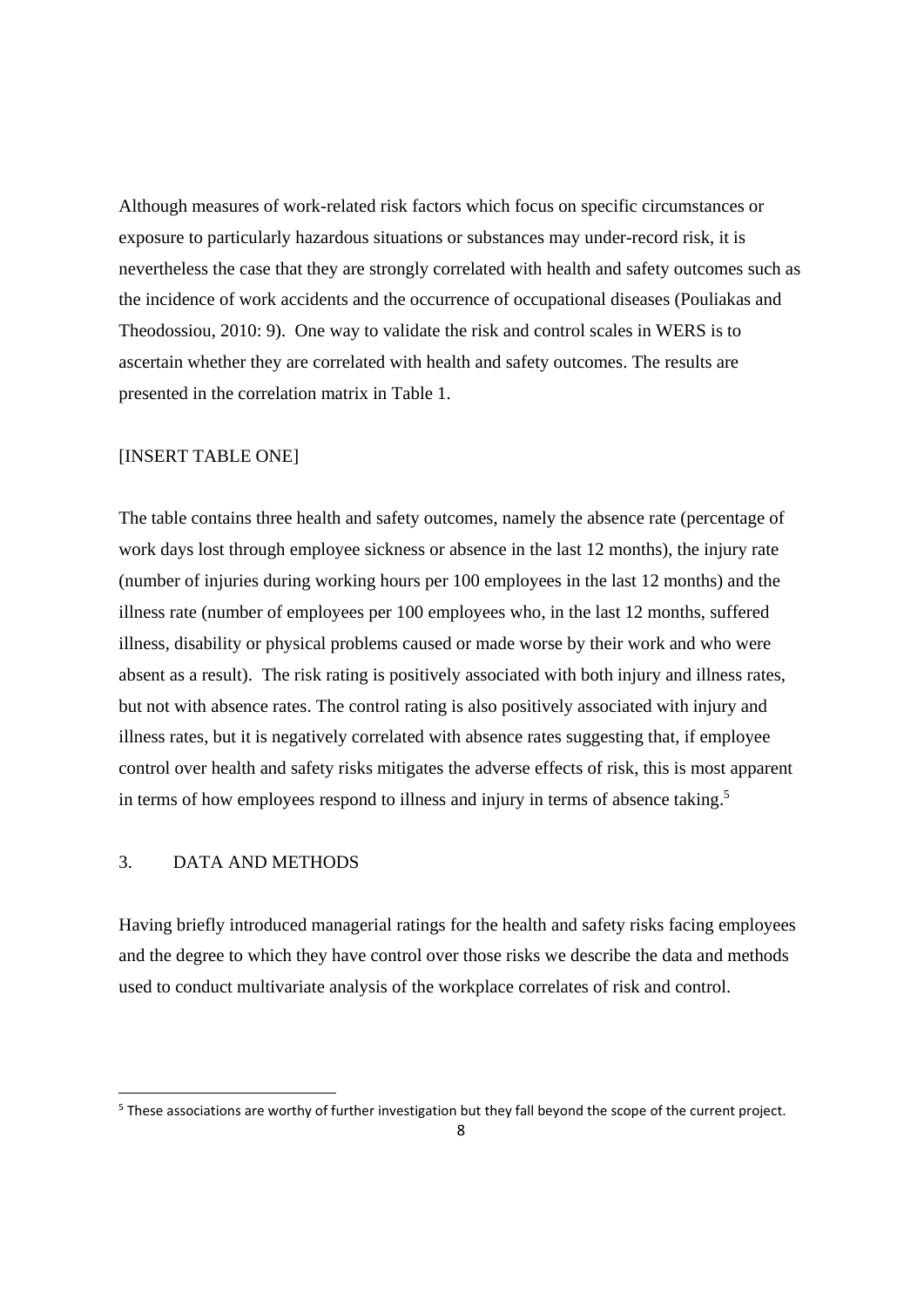Although measures of work-related risk factors which focus on specific circumstances or exposure to particularly hazardous situations or substances may under-record risk, it is nevertheless the case that they are strongly correlated with health and safety outcomes such as the incidence of work accidents and the occurrence of occupational diseases (Pouliakas and Theodossiou, 2010: 9). One way to validate the risk and control scales in WERS is to ascertain whether they are correlated with health and safety outcomes. The results are presented in the correlation matrix in Table 1.

[INSERT TABLE ONE]

The table contains three health and safety outcomes, namely the absence rate (percentage of work days lost through employee sickness or absence in the last 12 months), the injury rate (number of injuries during working hours per 100 employees in the last 12 months) and the illness rate (number of employees per 100 employees who, in the last 12 months, suffered illness, disability or physical problems caused or made worse by their work and who were absent as a result). The risk rating is positively associated with both injury and illness rates, but not with absence rates. The control rating is also positively associated with injury and illness rates, but it is negatively correlated with absence rates suggesting that, if employee control over health and safety risks mitigates the adverse effects of risk, this is most apparent in terms of how employees respond to illness and injury in terms of absence taking.[5]

## 3. DATA AND METHODS

Having briefly introduced managerial ratings for the health and safety risks facing employees and the degree to which they have control over those risks we describe the data and methods used to conduct multivariate analysis of the workplace correlates of risk and control.

[5] These associations are worthy of further investigation but they fall beyond the scope of the current project.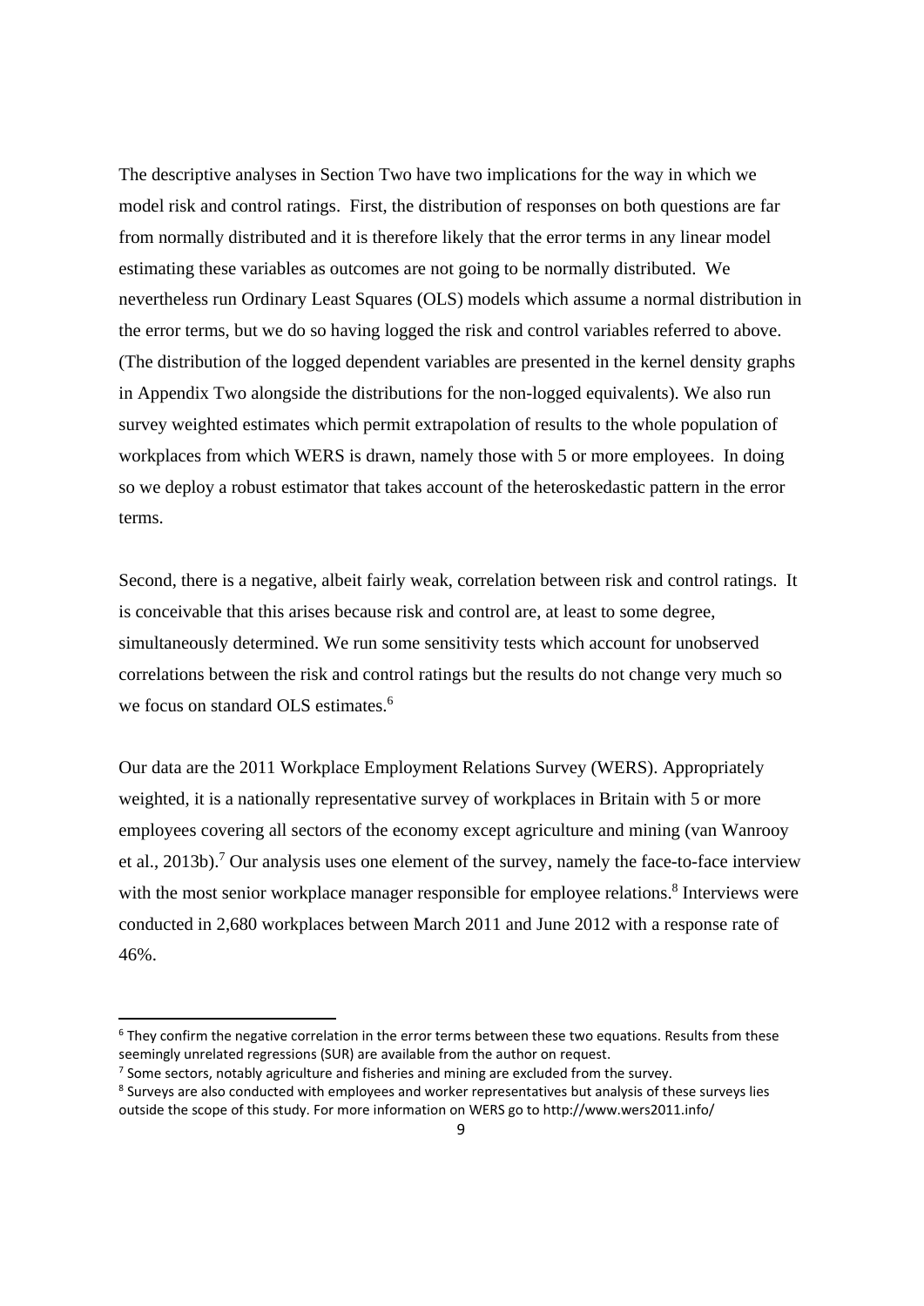The descriptive analyses in Section Two have two implications for the way in which we model risk and control ratings. First, the distribution of responses on both questions are far from normally distributed and it is therefore likely that the error terms in any linear model estimating these variables as outcomes are not going to be normally distributed. We nevertheless run Ordinary Least Squares (OLS) models which assume a normal distribution in the error terms, but we do so having logged the risk and control variables referred to above. (The distribution of the logged dependent variables are presented in the kernel density graphs in Appendix Two alongside the distributions for the non-logged equivalents). We also run survey weighted estimates which permit extrapolation of results to the whole population of workplaces from which WERS is drawn, namely those with 5 or more employees. In doing so we deploy a robust estimator that takes account of the heteroskedastic pattern in the error terms.

Second, there is a negative, albeit fairly weak, correlation between risk and control ratings. It is conceivable that this arises because risk and control are, at least to some degree, simultaneously determined. We run some sensitivity tests which account for unobserved correlations between the risk and control ratings but the results do not change very much so we focus on standard OLS estimates.[6]

Our data are the 2011 Workplace Employment Relations Survey (WERS). Appropriately weighted, it is a nationally representative survey of workplaces in Britain with 5 or more employees covering all sectors of the economy except agriculture and mining (van Wanrooy et al., 2013b).[7] Our analysis uses one element of the survey, namely the face-to-face interview with the most senior workplace manager responsible for employee relations.[8] Interviews were conducted in 2,680 workplaces between March 2011 and June 2012 with a response rate of 46%.

---

[6] They confirm the negative correlation in the error terms between these two equations. Results from these seemingly unrelated regressions (SUR) are available from the author on request.

[7] Some sectors, notably agriculture and fisheries and mining are excluded from the survey.

[8] Surveys are also conducted with employees and worker representatives but analysis of these surveys lies outside the scope of this study. For more information on WERS go to http://www.wers2011.info/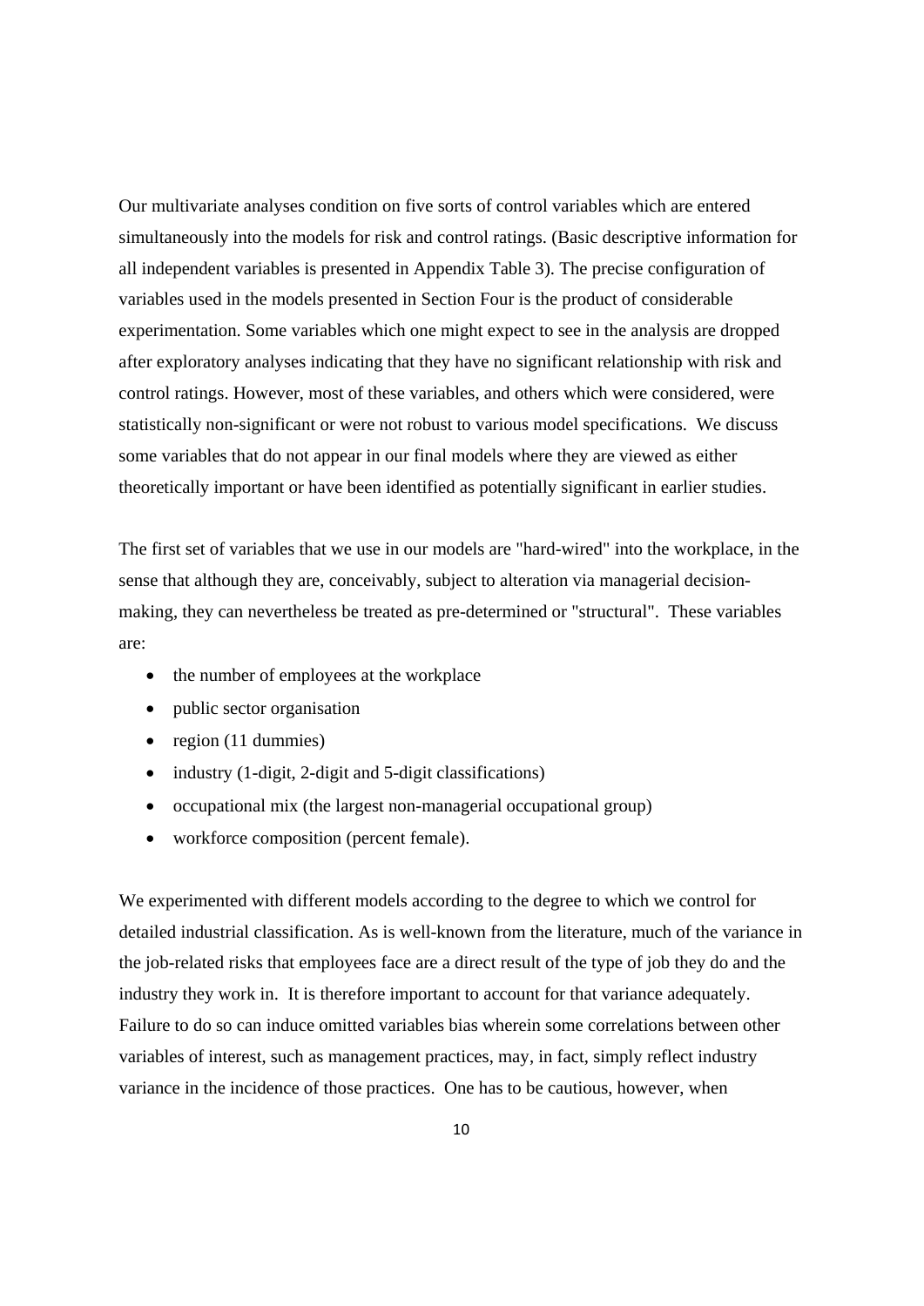Our multivariate analyses condition on five sorts of control variables which are entered simultaneously into the models for risk and control ratings. (Basic descriptive information for all independent variables is presented in Appendix Table 3). The precise configuration of variables used in the models presented in Section Four is the product of considerable experimentation. Some variables which one might expect to see in the analysis are dropped after exploratory analyses indicating that they have no significant relationship with risk and control ratings. However, most of these variables, and others which were considered, were statistically non-significant or were not robust to various model specifications. We discuss some variables that do not appear in our final models where they are viewed as either theoretically important or have been identified as potentially significant in earlier studies.

The first set of variables that we use in our models are "hard-wired" into the workplace, in the sense that although they are, conceivably, subject to alteration via managerial decision-making, they can nevertheless be treated as pre-determined or "structural". These variables are:

- the number of employees at the workplace
- public sector organisation
- region (11 dummies)
- industry (1-digit, 2-digit and 5-digit classifications)
- occupational mix (the largest non-managerial occupational group)
- workforce composition (percent female).

We experimented with different models according to the degree to which we control for detailed industrial classification. As is well-known from the literature, much of the variance in the job-related risks that employees face are a direct result of the type of job they do and the industry they work in. It is therefore important to account for that variance adequately. Failure to do so can induce omitted variables bias wherein some correlations between other variables of interest, such as management practices, may, in fact, simply reflect industry variance in the incidence of those practices. One has to be cautious, however, when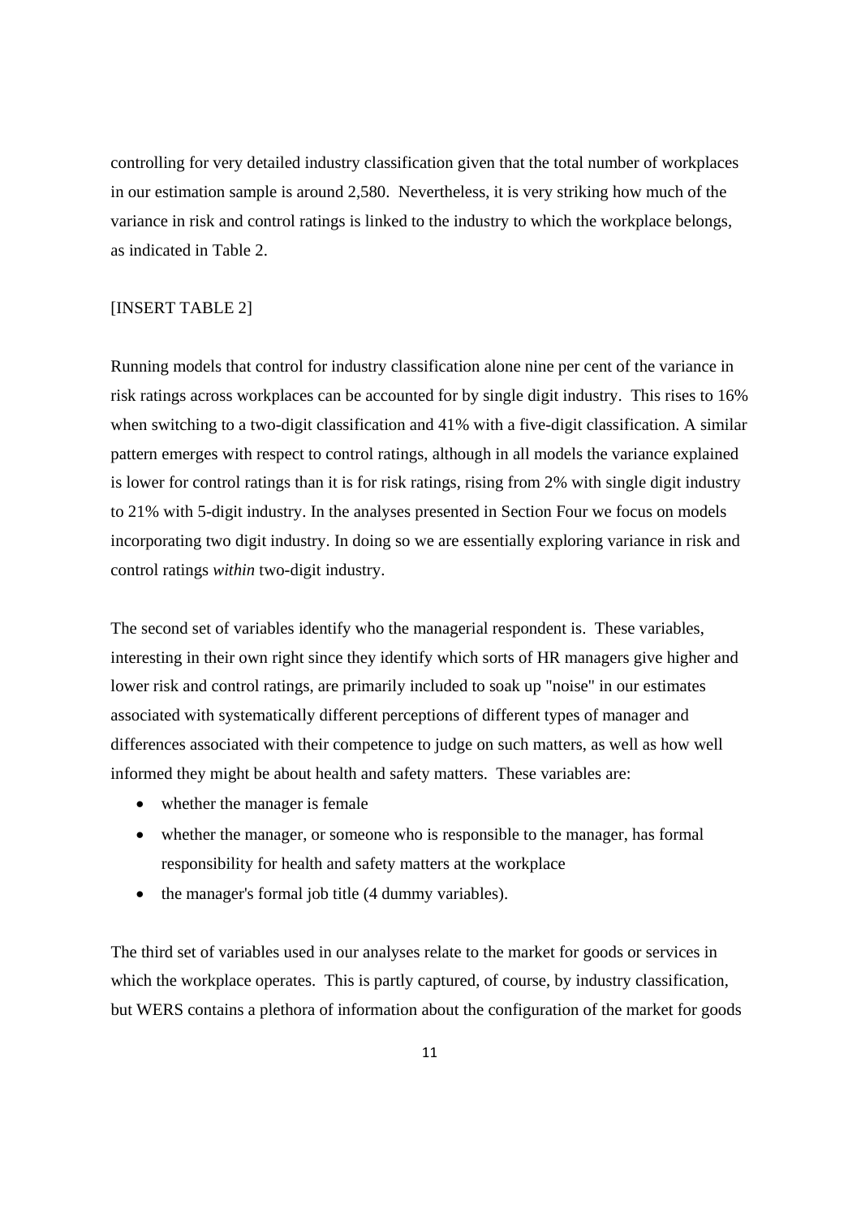controlling for very detailed industry classification given that the total number of workplaces in our estimation sample is around 2,580. Nevertheless, it is very striking how much of the variance in risk and control ratings is linked to the industry to which the workplace belongs, as indicated in Table 2.

[INSERT TABLE 2]

Running models that control for industry classification alone nine per cent of the variance in risk ratings across workplaces can be accounted for by single digit industry. This rises to 16% when switching to a two-digit classification and 41% with a five-digit classification. A similar pattern emerges with respect to control ratings, although in all models the variance explained is lower for control ratings than it is for risk ratings, rising from 2% with single digit industry to 21% with 5-digit industry. In the analyses presented in Section Four we focus on models incorporating two digit industry. In doing so we are essentially exploring variance in risk and control ratings *within* two-digit industry.

The second set of variables identify who the managerial respondent is. These variables, interesting in their own right since they identify which sorts of HR managers give higher and lower risk and control ratings, are primarily included to soak up "noise" in our estimates associated with systematically different perceptions of different types of manager and differences associated with their competence to judge on such matters, as well as how well informed they might be about health and safety matters. These variables are:

- whether the manager is female
- whether the manager, or someone who is responsible to the manager, has formal responsibility for health and safety matters at the workplace
- the manager's formal job title (4 dummy variables).

The third set of variables used in our analyses relate to the market for goods or services in which the workplace operates. This is partly captured, of course, by industry classification, but WERS contains a plethora of information about the configuration of the market for goods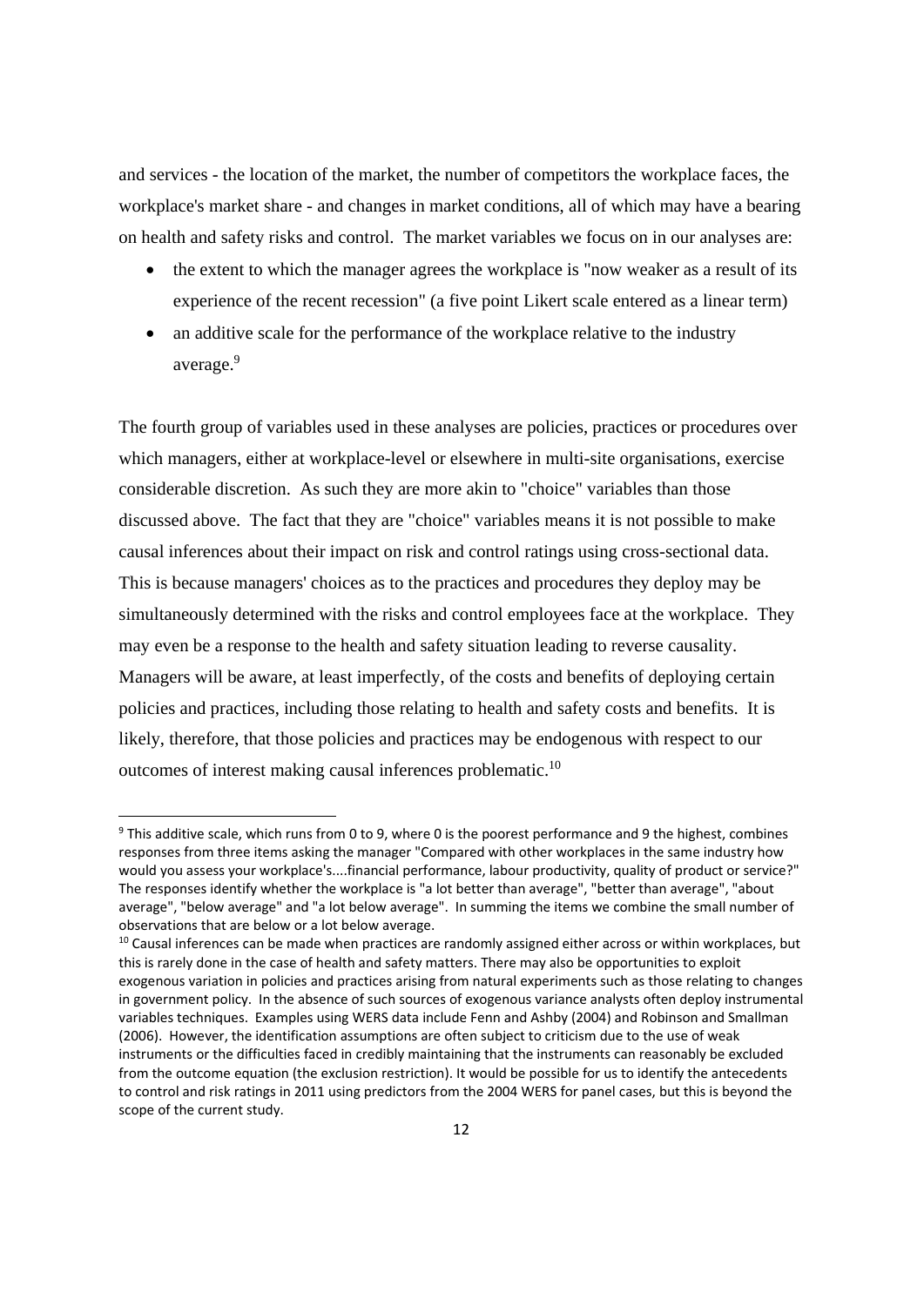and services - the location of the market, the number of competitors the workplace faces, the workplace's market share - and changes in market conditions, all of which may have a bearing on health and safety risks and control. The market variables we focus on in our analyses are:

- the extent to which the manager agrees the workplace is "now weaker as a result of its experience of the recent recession" (a five point Likert scale entered as a linear term)
- an additive scale for the performance of the workplace relative to the industry average.[9]

The fourth group of variables used in these analyses are policies, practices or procedures over which managers, either at workplace-level or elsewhere in multi-site organisations, exercise considerable discretion. As such they are more akin to "choice" variables than those discussed above. The fact that they are "choice" variables means it is not possible to make causal inferences about their impact on risk and control ratings using cross-sectional data. This is because managers' choices as to the practices and procedures they deploy may be simultaneously determined with the risks and control employees face at the workplace. They may even be a response to the health and safety situation leading to reverse causality. Managers will be aware, at least imperfectly, of the costs and benefits of deploying certain policies and practices, including those relating to health and safety costs and benefits. It is likely, therefore, that those policies and practices may be endogenous with respect to our outcomes of interest making causal inferences problematic.[10]

---

[9] This additive scale, which runs from 0 to 9, where 0 is the poorest performance and 9 the highest, combines responses from three items asking the manager "Compared with other workplaces in the same industry how would you assess your workplace's....financial performance, labour productivity, quality of product or service?" The responses identify whether the workplace is "a lot better than average", "better than average", "about average", "below average" and "a lot below average". In summing the items we combine the small number of observations that are below or a lot below average.

[10] Causal inferences can be made when practices are randomly assigned either across or within workplaces, but this is rarely done in the case of health and safety matters. There may also be opportunities to exploit exogenous variation in policies and practices arising from natural experiments such as those relating to changes in government policy. In the absence of such sources of exogenous variance analysts often deploy instrumental variables techniques. Examples using WERS data include Fenn and Ashby (2004) and Robinson and Smallman (2006). However, the identification assumptions are often subject to criticism due to the use of weak instruments or the difficulties faced in credibly maintaining that the instruments can reasonably be excluded from the outcome equation (the exclusion restriction). It would be possible for us to identify the antecedents to control and risk ratings in 2011 using predictors from the 2004 WERS for panel cases, but this is beyond the scope of the current study.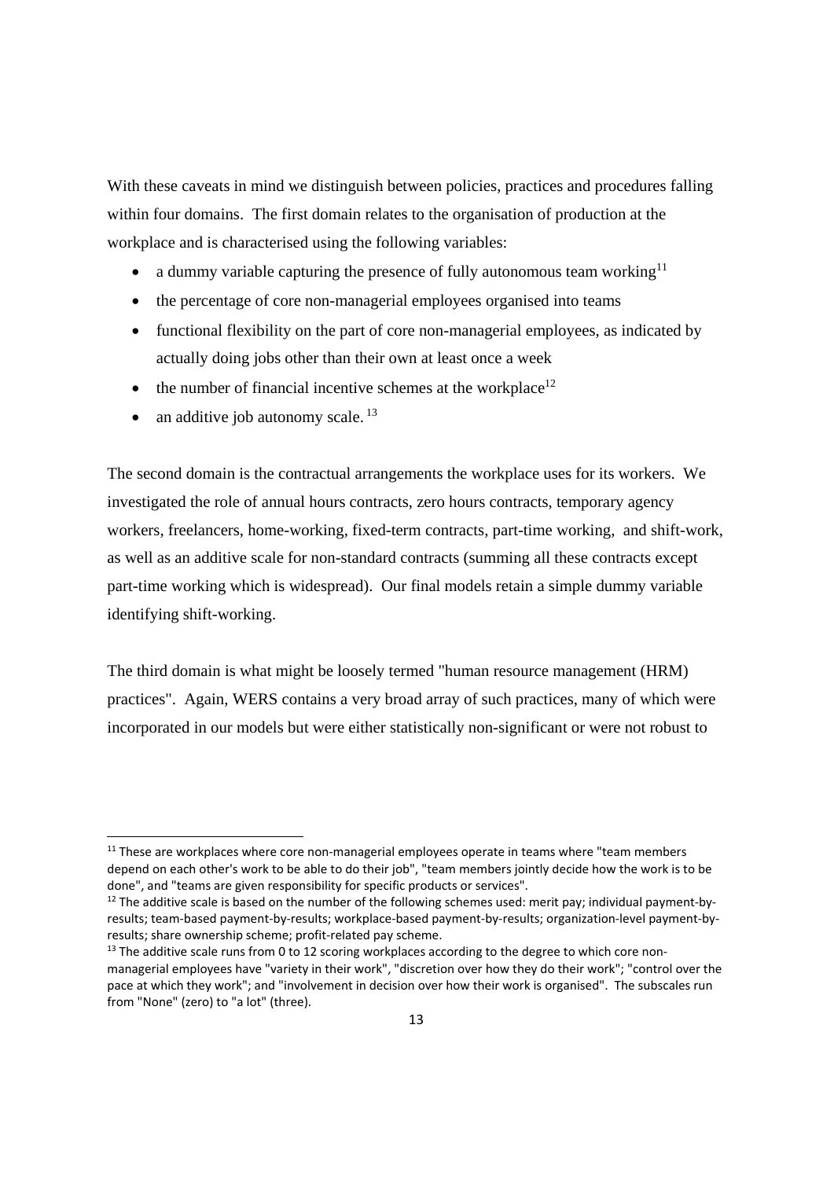With these caveats in mind we distinguish between policies, practices and procedures falling within four domains. The first domain relates to the organisation of production at the workplace and is characterised using the following variables:

- a dummy variable capturing the presence of fully autonomous team working[11]
- the percentage of core non-managerial employees organised into teams
- functional flexibility on the part of core non-managerial employees, as indicated by actually doing jobs other than their own at least once a week
- the number of financial incentive schemes at the workplace[12]
- an additive job autonomy scale.[13]

The second domain is the contractual arrangements the workplace uses for its workers. We investigated the role of annual hours contracts, zero hours contracts, temporary agency workers, freelancers, home-working, fixed-term contracts, part-time working, and shift-work, as well as an additive scale for non-standard contracts (summing all these contracts except part-time working which is widespread). Our final models retain a simple dummy variable identifying shift-working.

The third domain is what might be loosely termed "human resource management (HRM) practices". Again, WERS contains a very broad array of such practices, many of which were incorporated in our models but were either statistically non-significant or were not robust to

---

[11] These are workplaces where core non-managerial employees operate in teams where "team members depend on each other's work to be able to do their job", "team members jointly decide how the work is to be done", and "teams are given responsibility for specific products or services".

[12] The additive scale is based on the number of the following schemes used: merit pay; individual payment-by-results; team-based payment-by-results; workplace-based payment-by-results; organization-level payment-by-results; share ownership scheme; profit-related pay scheme.

[13] The additive scale runs from 0 to 12 scoring workplaces according to the degree to which core non-managerial employees have "variety in their work", "discretion over how they do their work"; "control over the pace at which they work"; and "involvement in decision over how their work is organised". The subscales run from "None" (zero) to "a lot" (three).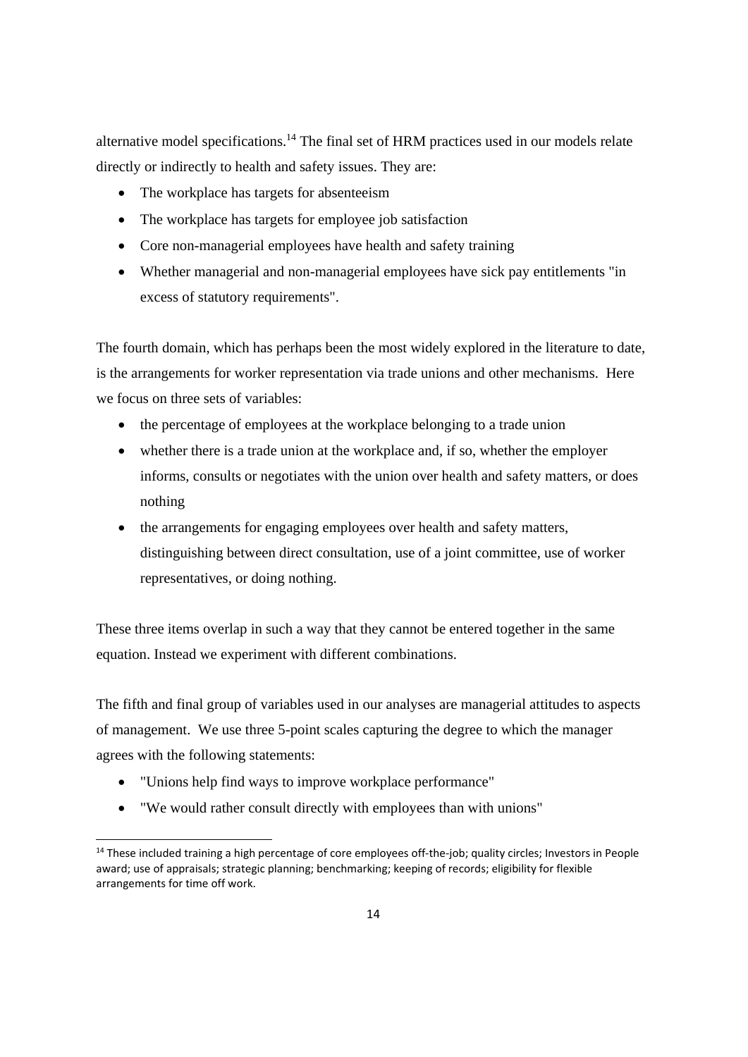alternative model specifications.[14] The final set of HRM practices used in our models relate directly or indirectly to health and safety issues. They are:

- The workplace has targets for absenteeism
- The workplace has targets for employee job satisfaction
- Core non-managerial employees have health and safety training
- Whether managerial and non-managerial employees have sick pay entitlements "in excess of statutory requirements".

The fourth domain, which has perhaps been the most widely explored in the literature to date, is the arrangements for worker representation via trade unions and other mechanisms. Here we focus on three sets of variables:

- the percentage of employees at the workplace belonging to a trade union
- whether there is a trade union at the workplace and, if so, whether the employer informs, consults or negotiates with the union over health and safety matters, or does nothing
- the arrangements for engaging employees over health and safety matters, distinguishing between direct consultation, use of a joint committee, use of worker representatives, or doing nothing.

These three items overlap in such a way that they cannot be entered together in the same equation. Instead we experiment with different combinations.

The fifth and final group of variables used in our analyses are managerial attitudes to aspects of management. We use three 5-point scales capturing the degree to which the manager agrees with the following statements:

- "Unions help find ways to improve workplace performance"
- "We would rather consult directly with employees than with unions"

[14] These included training a high percentage of core employees off-the-job; quality circles; Investors in People award; use of appraisals; strategic planning; benchmarking; keeping of records; eligibility for flexible arrangements for time off work.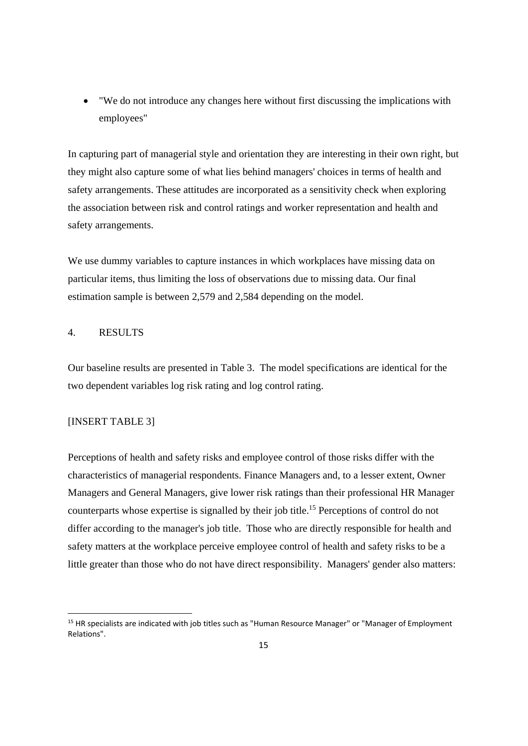- "We do not introduce any changes here without first discussing the implications with employees"

In capturing part of managerial style and orientation they are interesting in their own right, but they might also capture some of what lies behind managers' choices in terms of health and safety arrangements. These attitudes are incorporated as a sensitivity check when exploring the association between risk and control ratings and worker representation and health and safety arrangements.

We use dummy variables to capture instances in which workplaces have missing data on particular items, thus limiting the loss of observations due to missing data. Our final estimation sample is between 2,579 and 2,584 depending on the model.

## 4. RESULTS

Our baseline results are presented in Table 3. The model specifications are identical for the two dependent variables log risk rating and log control rating.

[INSERT TABLE 3]

Perceptions of health and safety risks and employee control of those risks differ with the characteristics of managerial respondents. Finance Managers and, to a lesser extent, Owner Managers and General Managers, give lower risk ratings than their professional HR Manager counterparts whose expertise is signalled by their job title.[15] Perceptions of control do not differ according to the manager's job title. Those who are directly responsible for health and safety matters at the workplace perceive employee control of health and safety risks to be a little greater than those who do not have direct responsibility. Managers' gender also matters:

[15] HR specialists are indicated with job titles such as "Human Resource Manager" or "Manager of Employment Relations".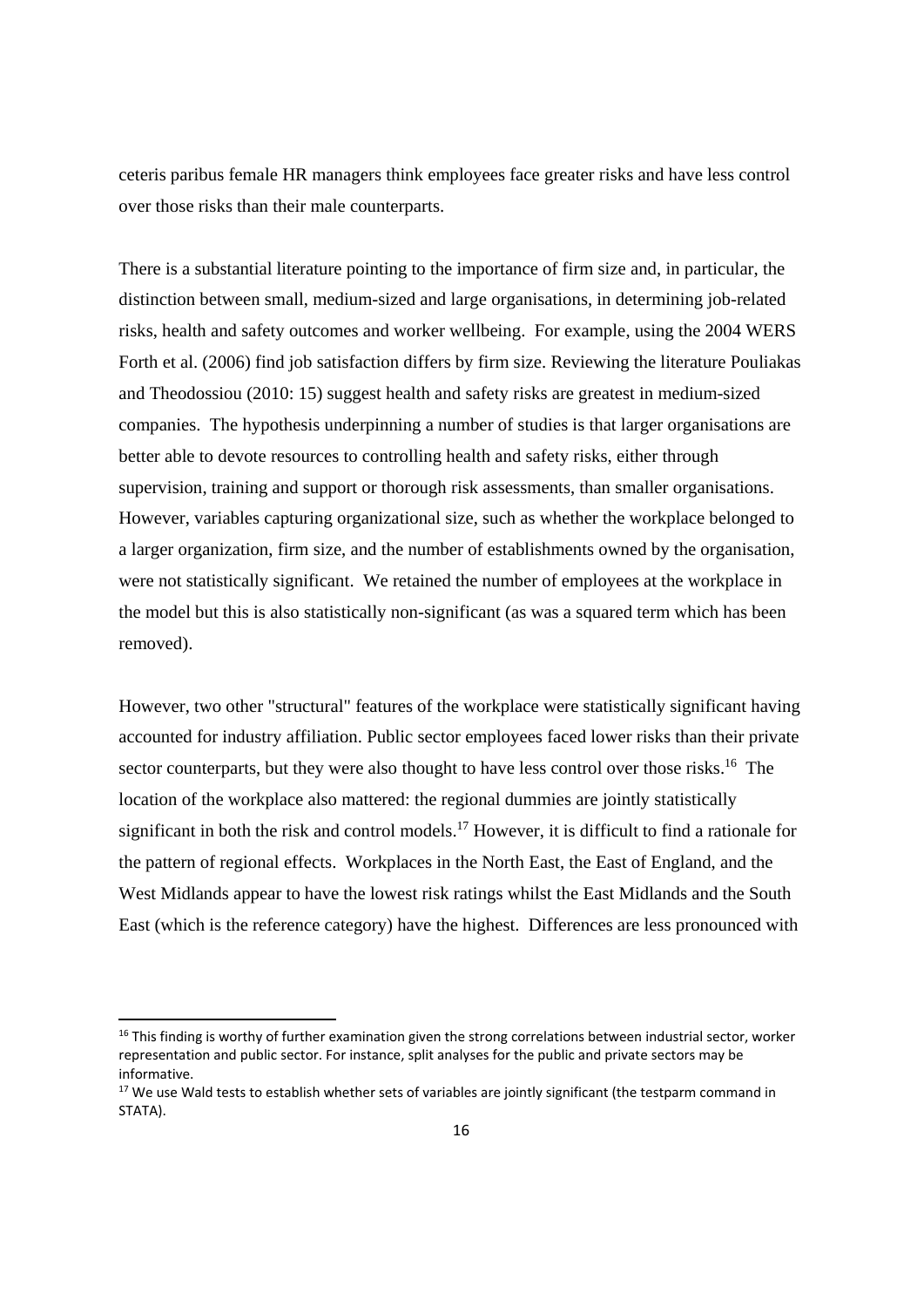ceteris paribus female HR managers think employees face greater risks and have less control over those risks than their male counterparts.

There is a substantial literature pointing to the importance of firm size and, in particular, the distinction between small, medium-sized and large organisations, in determining job-related risks, health and safety outcomes and worker wellbeing. For example, using the 2004 WERS Forth et al. (2006) find job satisfaction differs by firm size. Reviewing the literature Pouliakas and Theodossiou (2010: 15) suggest health and safety risks are greatest in medium-sized companies. The hypothesis underpinning a number of studies is that larger organisations are better able to devote resources to controlling health and safety risks, either through supervision, training and support or thorough risk assessments, than smaller organisations. However, variables capturing organizational size, such as whether the workplace belonged to a larger organization, firm size, and the number of establishments owned by the organisation, were not statistically significant. We retained the number of employees at the workplace in the model but this is also statistically non-significant (as was a squared term which has been removed).

However, two other "structural" features of the workplace were statistically significant having accounted for industry affiliation. Public sector employees faced lower risks than their private sector counterparts, but they were also thought to have less control over those risks.[16] The location of the workplace also mattered: the regional dummies are jointly statistically significant in both the risk and control models.[17] However, it is difficult to find a rationale for the pattern of regional effects. Workplaces in the North East, the East of England, and the West Midlands appear to have the lowest risk ratings whilst the East Midlands and the South East (which is the reference category) have the highest. Differences are less pronounced with

---

[16] This finding is worthy of further examination given the strong correlations between industrial sector, worker representation and public sector. For instance, split analyses for the public and private sectors may be informative.

[17] We use Wald tests to establish whether sets of variables are jointly significant (the testparm command in STATA).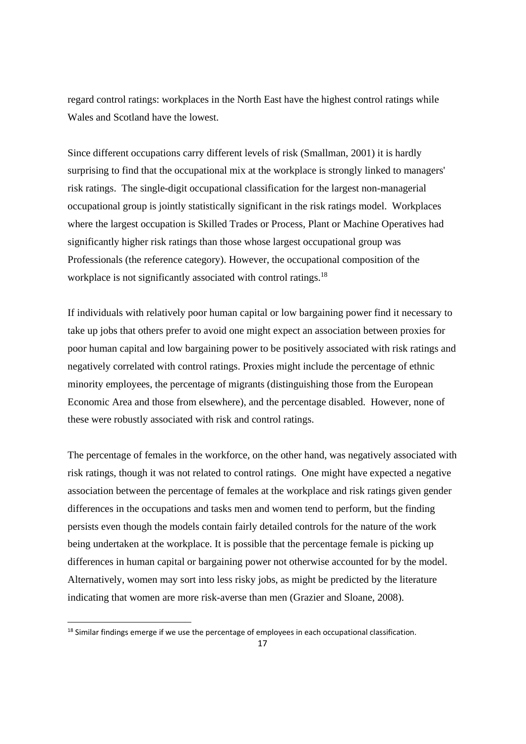regard control ratings: workplaces in the North East have the highest control ratings while Wales and Scotland have the lowest.

Since different occupations carry different levels of risk (Smallman, 2001) it is hardly surprising to find that the occupational mix at the workplace is strongly linked to managers' risk ratings. The single-digit occupational classification for the largest non-managerial occupational group is jointly statistically significant in the risk ratings model. Workplaces where the largest occupation is Skilled Trades or Process, Plant or Machine Operatives had significantly higher risk ratings than those whose largest occupational group was Professionals (the reference category). However, the occupational composition of the workplace is not significantly associated with control ratings.[18]

If individuals with relatively poor human capital or low bargaining power find it necessary to take up jobs that others prefer to avoid one might expect an association between proxies for poor human capital and low bargaining power to be positively associated with risk ratings and negatively correlated with control ratings. Proxies might include the percentage of ethnic minority employees, the percentage of migrants (distinguishing those from the European Economic Area and those from elsewhere), and the percentage disabled. However, none of these were robustly associated with risk and control ratings.

The percentage of females in the workforce, on the other hand, was negatively associated with risk ratings, though it was not related to control ratings. One might have expected a negative association between the percentage of females at the workplace and risk ratings given gender differences in the occupations and tasks men and women tend to perform, but the finding persists even though the models contain fairly detailed controls for the nature of the work being undertaken at the workplace. It is possible that the percentage female is picking up differences in human capital or bargaining power not otherwise accounted for by the model. Alternatively, women may sort into less risky jobs, as might be predicted by the literature indicating that women are more risk-averse than men (Grazier and Sloane, 2008).

[18] Similar findings emerge if we use the percentage of employees in each occupational classification.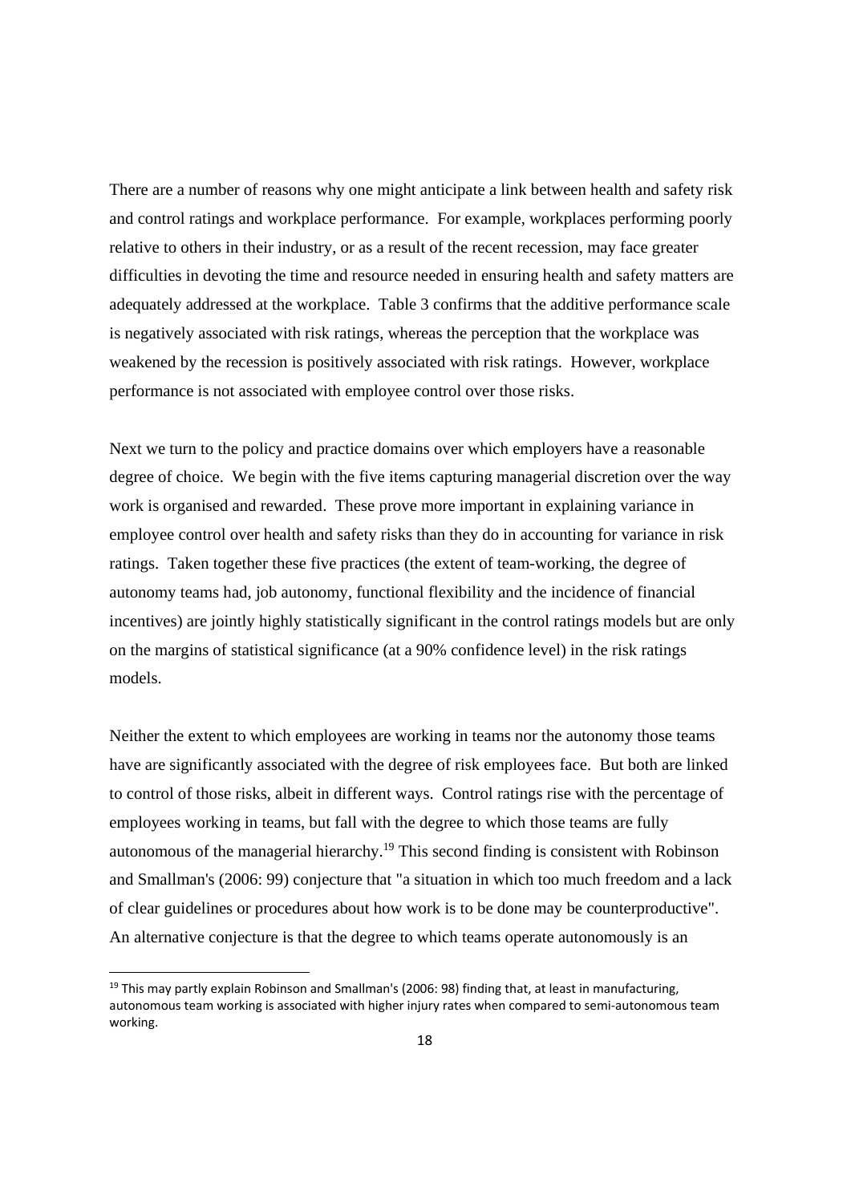There are a number of reasons why one might anticipate a link between health and safety risk and control ratings and workplace performance. For example, workplaces performing poorly relative to others in their industry, or as a result of the recent recession, may face greater difficulties in devoting the time and resource needed in ensuring health and safety matters are adequately addressed at the workplace. Table 3 confirms that the additive performance scale is negatively associated with risk ratings, whereas the perception that the workplace was weakened by the recession is positively associated with risk ratings. However, workplace performance is not associated with employee control over those risks.

Next we turn to the policy and practice domains over which employers have a reasonable degree of choice. We begin with the five items capturing managerial discretion over the way work is organised and rewarded. These prove more important in explaining variance in employee control over health and safety risks than they do in accounting for variance in risk ratings. Taken together these five practices (the extent of team-working, the degree of autonomy teams had, job autonomy, functional flexibility and the incidence of financial incentives) are jointly highly statistically significant in the control ratings models but are only on the margins of statistical significance (at a 90% confidence level) in the risk ratings models.

Neither the extent to which employees are working in teams nor the autonomy those teams have are significantly associated with the degree of risk employees face. But both are linked to control of those risks, albeit in different ways. Control ratings rise with the percentage of employees working in teams, but fall with the degree to which those teams are fully autonomous of the managerial hierarchy.[19] This second finding is consistent with Robinson and Smallman's (2006: 99) conjecture that "a situation in which too much freedom and a lack of clear guidelines or procedures about how work is to be done may be counterproductive". An alternative conjecture is that the degree to which teams operate autonomously is an

[19] This may partly explain Robinson and Smallman's (2006: 98) finding that, at least in manufacturing, autonomous team working is associated with higher injury rates when compared to semi-autonomous team working.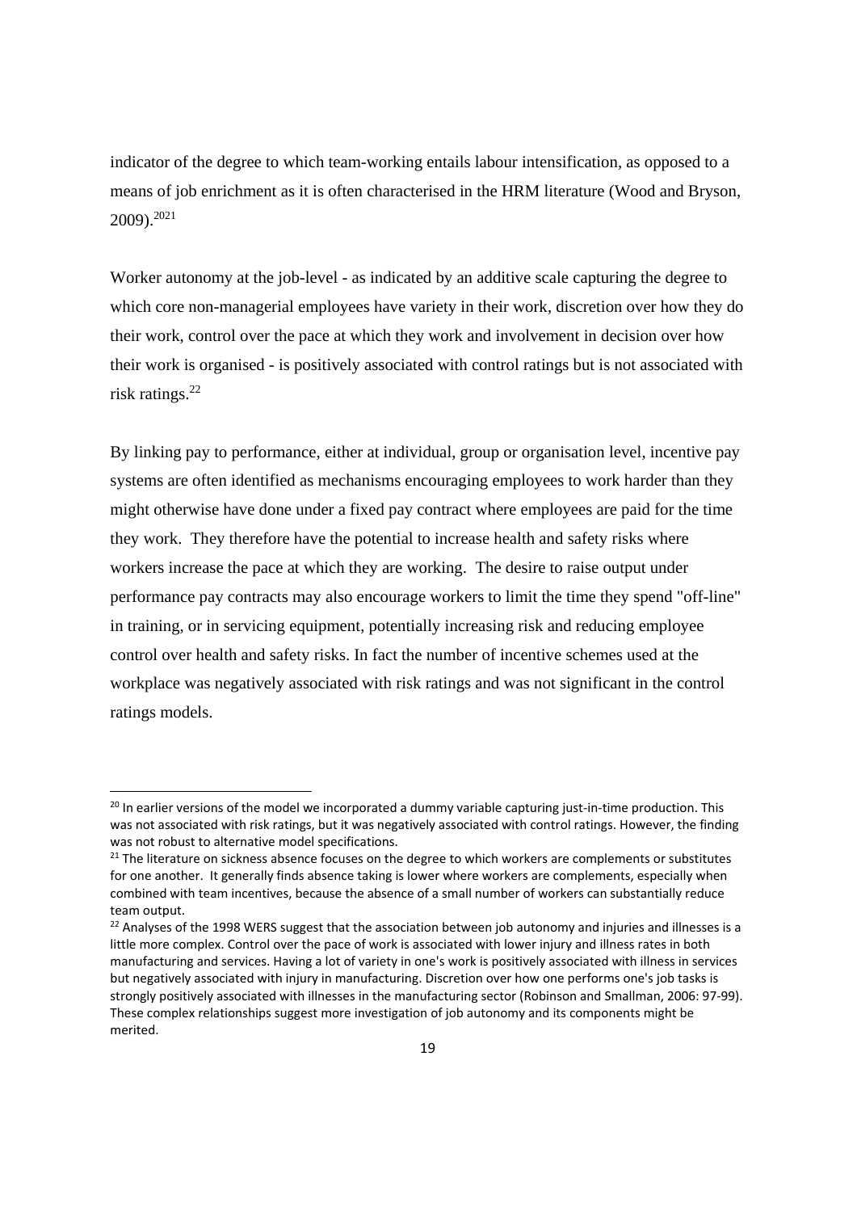indicator of the degree to which team-working entails labour intensification, as opposed to a means of job enrichment as it is often characterised in the HRM literature (Wood and Bryson, 2009).[20][21]

Worker autonomy at the job-level - as indicated by an additive scale capturing the degree to which core non-managerial employees have variety in their work, discretion over how they do their work, control over the pace at which they work and involvement in decision over how their work is organised - is positively associated with control ratings but is not associated with risk ratings.[22]

By linking pay to performance, either at individual, group or organisation level, incentive pay systems are often identified as mechanisms encouraging employees to work harder than they might otherwise have done under a fixed pay contract where employees are paid for the time they work. They therefore have the potential to increase health and safety risks where workers increase the pace at which they are working. The desire to raise output under performance pay contracts may also encourage workers to limit the time they spend "off-line" in training, or in servicing equipment, potentially increasing risk and reducing employee control over health and safety risks. In fact the number of incentive schemes used at the workplace was negatively associated with risk ratings and was not significant in the control ratings models.

---

[20] In earlier versions of the model we incorporated a dummy variable capturing just-in-time production. This was not associated with risk ratings, but it was negatively associated with control ratings. However, the finding was not robust to alternative model specifications.

[21] The literature on sickness absence focuses on the degree to which workers are complements or substitutes for one another. It generally finds absence taking is lower where workers are complements, especially when combined with team incentives, because the absence of a small number of workers can substantially reduce team output.

[22] Analyses of the 1998 WERS suggest that the association between job autonomy and injuries and illnesses is a little more complex. Control over the pace of work is associated with lower injury and illness rates in both manufacturing and services. Having a lot of variety in one's work is positively associated with illness in services but negatively associated with injury in manufacturing. Discretion over how one performs one's job tasks is strongly positively associated with illnesses in the manufacturing sector (Robinson and Smallman, 2006: 97-99). These complex relationships suggest more investigation of job autonomy and its components might be merited.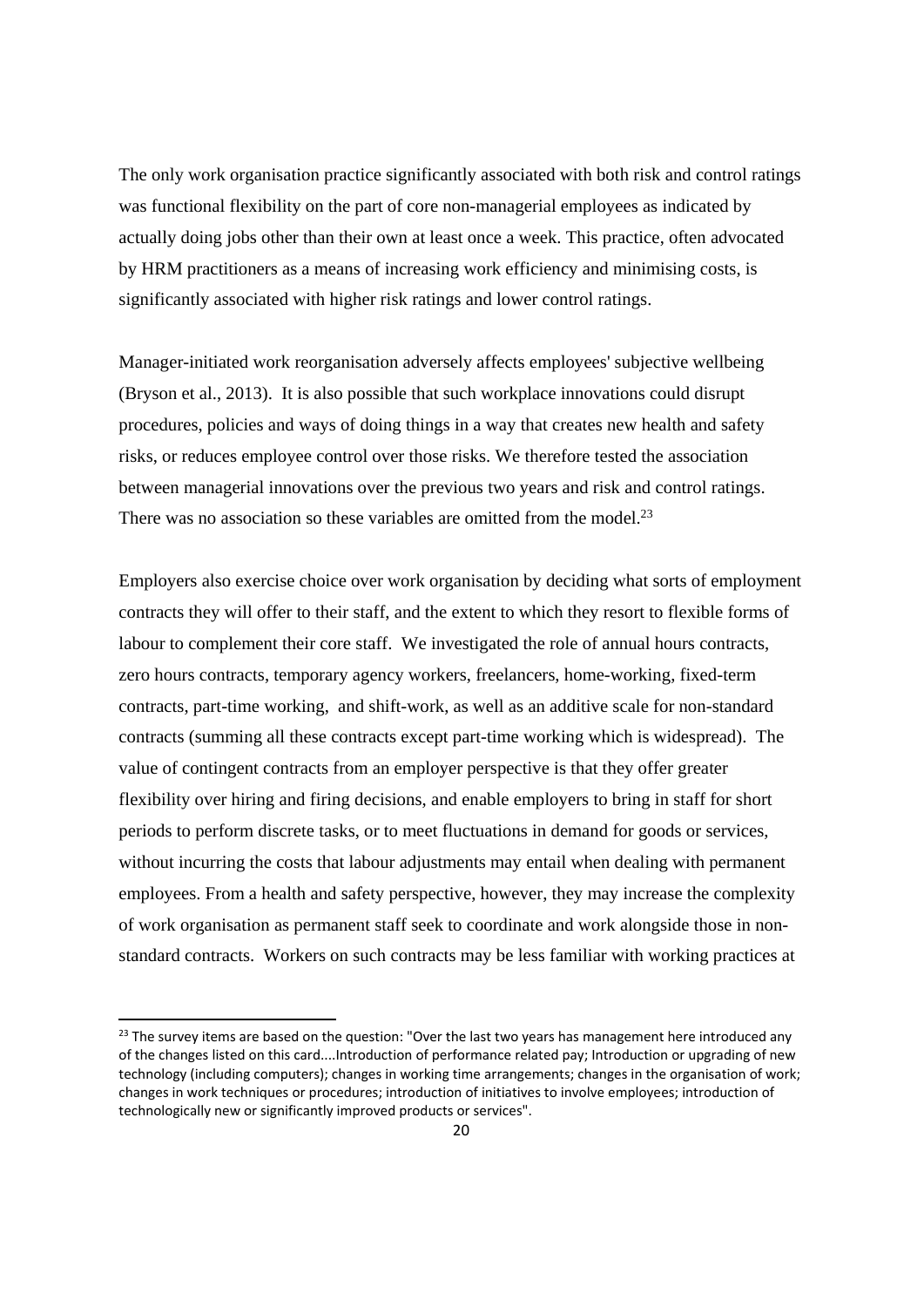The only work organisation practice significantly associated with both risk and control ratings was functional flexibility on the part of core non-managerial employees as indicated by actually doing jobs other than their own at least once a week. This practice, often advocated by HRM practitioners as a means of increasing work efficiency and minimising costs, is significantly associated with higher risk ratings and lower control ratings.

Manager-initiated work reorganisation adversely affects employees' subjective wellbeing (Bryson et al., 2013). It is also possible that such workplace innovations could disrupt procedures, policies and ways of doing things in a way that creates new health and safety risks, or reduces employee control over those risks. We therefore tested the association between managerial innovations over the previous two years and risk and control ratings. There was no association so these variables are omitted from the model.[23]

Employers also exercise choice over work organisation by deciding what sorts of employment contracts they will offer to their staff, and the extent to which they resort to flexible forms of labour to complement their core staff. We investigated the role of annual hours contracts, zero hours contracts, temporary agency workers, freelancers, home-working, fixed-term contracts, part-time working, and shift-work, as well as an additive scale for non-standard contracts (summing all these contracts except part-time working which is widespread). The value of contingent contracts from an employer perspective is that they offer greater flexibility over hiring and firing decisions, and enable employers to bring in staff for short periods to perform discrete tasks, or to meet fluctuations in demand for goods or services, without incurring the costs that labour adjustments may entail when dealing with permanent employees. From a health and safety perspective, however, they may increase the complexity of work organisation as permanent staff seek to coordinate and work alongside those in non-standard contracts. Workers on such contracts may be less familiar with working practices at

---

[23] The survey items are based on the question: "Over the last two years has management here introduced any of the changes listed on this card....Introduction of performance related pay; Introduction or upgrading of new technology (including computers); changes in working time arrangements; changes in the organisation of work; changes in work techniques or procedures; introduction of initiatives to involve employees; introduction of technologically new or significantly improved products or services".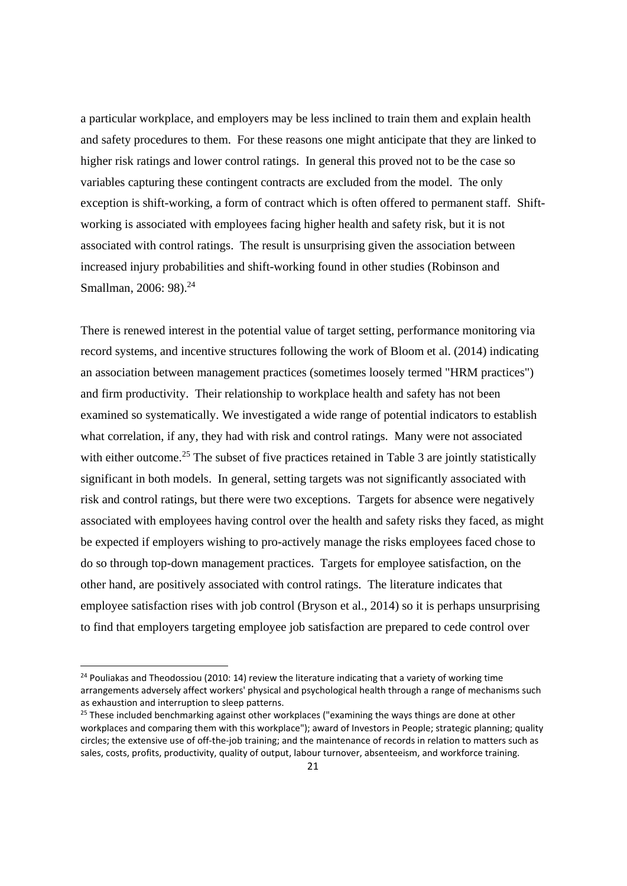a particular workplace, and employers may be less inclined to train them and explain health and safety procedures to them. For these reasons one might anticipate that they are linked to higher risk ratings and lower control ratings. In general this proved not to be the case so variables capturing these contingent contracts are excluded from the model. The only exception is shift-working, a form of contract which is often offered to permanent staff. Shift-working is associated with employees facing higher health and safety risk, but it is not associated with control ratings. The result is unsurprising given the association between increased injury probabilities and shift-working found in other studies (Robinson and Smallman, 2006: 98).[24]

There is renewed interest in the potential value of target setting, performance monitoring via record systems, and incentive structures following the work of Bloom et al. (2014) indicating an association between management practices (sometimes loosely termed "HRM practices") and firm productivity. Their relationship to workplace health and safety has not been examined so systematically. We investigated a wide range of potential indicators to establish what correlation, if any, they had with risk and control ratings. Many were not associated with either outcome.[25] The subset of five practices retained in Table 3 are jointly statistically significant in both models. In general, setting targets was not significantly associated with risk and control ratings, but there were two exceptions. Targets for absence were negatively associated with employees having control over the health and safety risks they faced, as might be expected if employers wishing to pro-actively manage the risks employees faced chose to do so through top-down management practices. Targets for employee satisfaction, on the other hand, are positively associated with control ratings. The literature indicates that employee satisfaction rises with job control (Bryson et al., 2014) so it is perhaps unsurprising to find that employers targeting employee job satisfaction are prepared to cede control over

---

[24] Pouliakas and Theodossiou (2010: 14) review the literature indicating that a variety of working time arrangements adversely affect workers' physical and psychological health through a range of mechanisms such as exhaustion and interruption to sleep patterns.

[25] These included benchmarking against other workplaces ("examining the ways things are done at other workplaces and comparing them with this workplace"); award of Investors in People; strategic planning; quality circles; the extensive use of off-the-job training; and the maintenance of records in relation to matters such as sales, costs, profits, productivity, quality of output, labour turnover, absenteeism, and workforce training.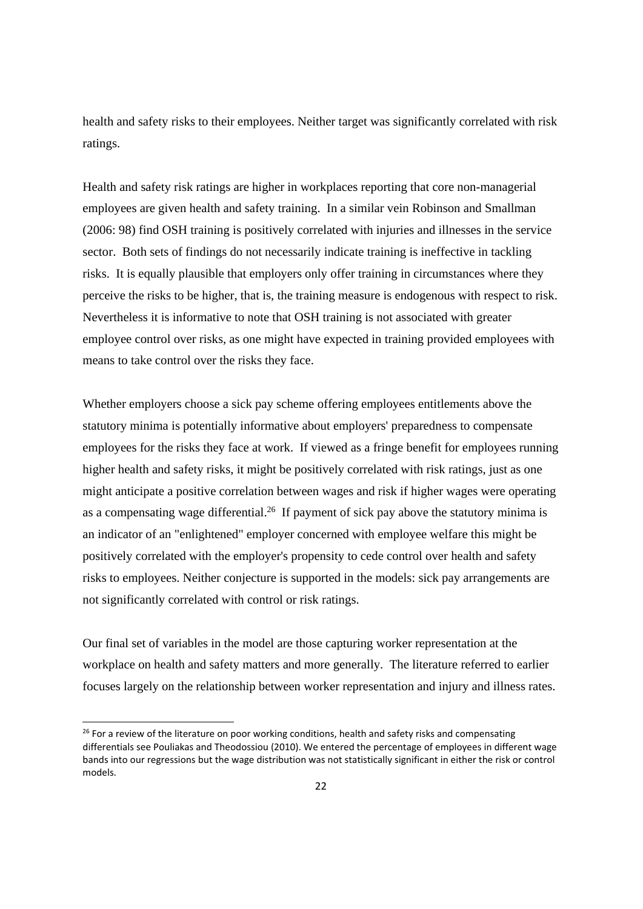health and safety risks to their employees. Neither target was significantly correlated with risk ratings.

Health and safety risk ratings are higher in workplaces reporting that core non-managerial employees are given health and safety training. In a similar vein Robinson and Smallman (2006: 98) find OSH training is positively correlated with injuries and illnesses in the service sector. Both sets of findings do not necessarily indicate training is ineffective in tackling risks. It is equally plausible that employers only offer training in circumstances where they perceive the risks to be higher, that is, the training measure is endogenous with respect to risk. Nevertheless it is informative to note that OSH training is not associated with greater employee control over risks, as one might have expected in training provided employees with means to take control over the risks they face.

Whether employers choose a sick pay scheme offering employees entitlements above the statutory minima is potentially informative about employers' preparedness to compensate employees for the risks they face at work. If viewed as a fringe benefit for employees running higher health and safety risks, it might be positively correlated with risk ratings, just as one might anticipate a positive correlation between wages and risk if higher wages were operating as a compensating wage differential.[26] If payment of sick pay above the statutory minima is an indicator of an "enlightened" employer concerned with employee welfare this might be positively correlated with the employer's propensity to cede control over health and safety risks to employees. Neither conjecture is supported in the models: sick pay arrangements are not significantly correlated with control or risk ratings.

Our final set of variables in the model are those capturing worker representation at the workplace on health and safety matters and more generally. The literature referred to earlier focuses largely on the relationship between worker representation and injury and illness rates.

[26] For a review of the literature on poor working conditions, health and safety risks and compensating differentials see Pouliakas and Theodossiou (2010). We entered the percentage of employees in different wage bands into our regressions but the wage distribution was not statistically significant in either the risk or control models.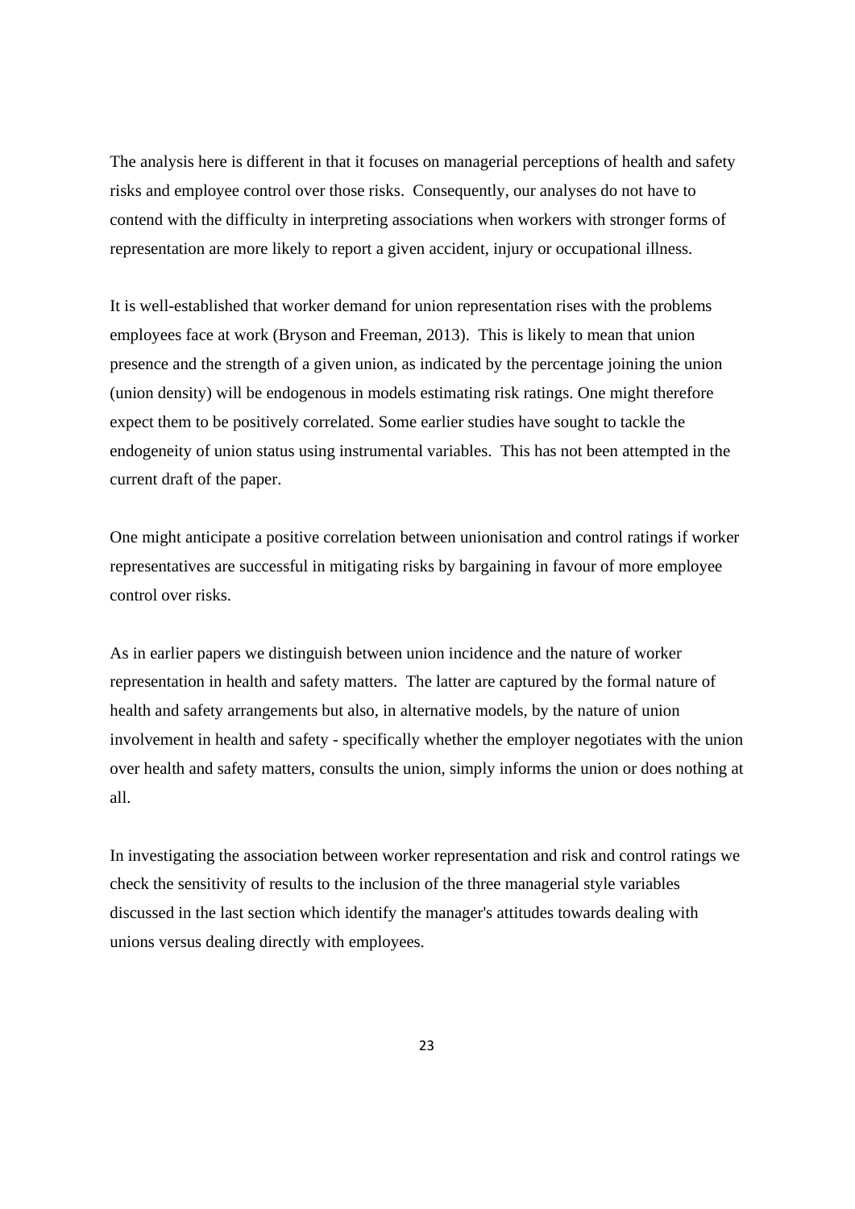The analysis here is different in that it focuses on managerial perceptions of health and safety risks and employee control over those risks. Consequently, our analyses do not have to contend with the difficulty in interpreting associations when workers with stronger forms of representation are more likely to report a given accident, injury or occupational illness.

It is well-established that worker demand for union representation rises with the problems employees face at work (Bryson and Freeman, 2013). This is likely to mean that union presence and the strength of a given union, as indicated by the percentage joining the union (union density) will be endogenous in models estimating risk ratings. One might therefore expect them to be positively correlated. Some earlier studies have sought to tackle the endogeneity of union status using instrumental variables. This has not been attempted in the current draft of the paper.

One might anticipate a positive correlation between unionisation and control ratings if worker representatives are successful in mitigating risks by bargaining in favour of more employee control over risks.

As in earlier papers we distinguish between union incidence and the nature of worker representation in health and safety matters. The latter are captured by the formal nature of health and safety arrangements but also, in alternative models, by the nature of union involvement in health and safety - specifically whether the employer negotiates with the union over health and safety matters, consults the union, simply informs the union or does nothing at all.

In investigating the association between worker representation and risk and control ratings we check the sensitivity of results to the inclusion of the three managerial style variables discussed in the last section which identify the manager's attitudes towards dealing with unions versus dealing directly with employees.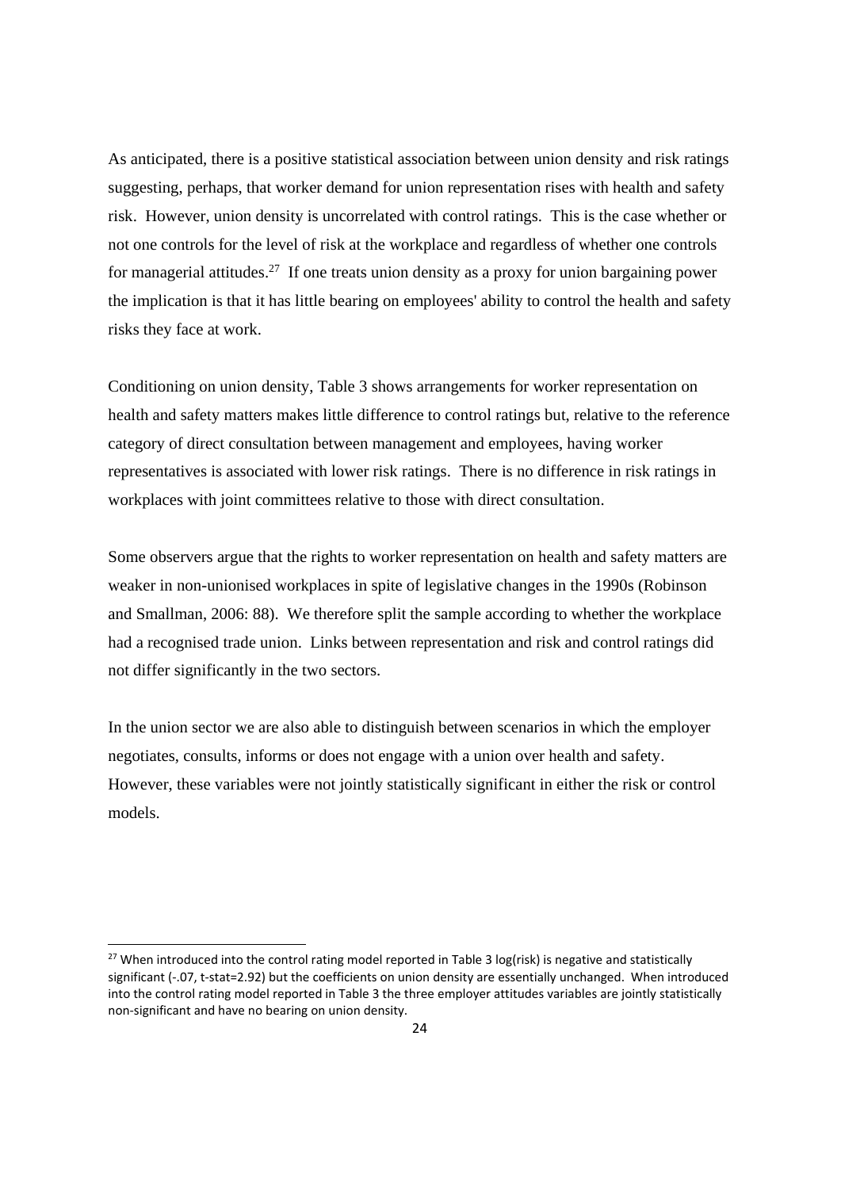As anticipated, there is a positive statistical association between union density and risk ratings suggesting, perhaps, that worker demand for union representation rises with health and safety risk. However, union density is uncorrelated with control ratings. This is the case whether or not one controls for the level of risk at the workplace and regardless of whether one controls for managerial attitudes.[27] If one treats union density as a proxy for union bargaining power the implication is that it has little bearing on employees' ability to control the health and safety risks they face at work.

Conditioning on union density, Table 3 shows arrangements for worker representation on health and safety matters makes little difference to control ratings but, relative to the reference category of direct consultation between management and employees, having worker representatives is associated with lower risk ratings. There is no difference in risk ratings in workplaces with joint committees relative to those with direct consultation.

Some observers argue that the rights to worker representation on health and safety matters are weaker in non-unionised workplaces in spite of legislative changes in the 1990s (Robinson and Smallman, 2006: 88). We therefore split the sample according to whether the workplace had a recognised trade union. Links between representation and risk and control ratings did not differ significantly in the two sectors.

In the union sector we are also able to distinguish between scenarios in which the employer negotiates, consults, informs or does not engage with a union over health and safety. However, these variables were not jointly statistically significant in either the risk or control models.

[27] When introduced into the control rating model reported in Table 3 log(risk) is negative and statistically significant (-.07, t-stat=2.92) but the coefficients on union density are essentially unchanged. When introduced into the control rating model reported in Table 3 the three employer attitudes variables are jointly statistically non-significant and have no bearing on union density.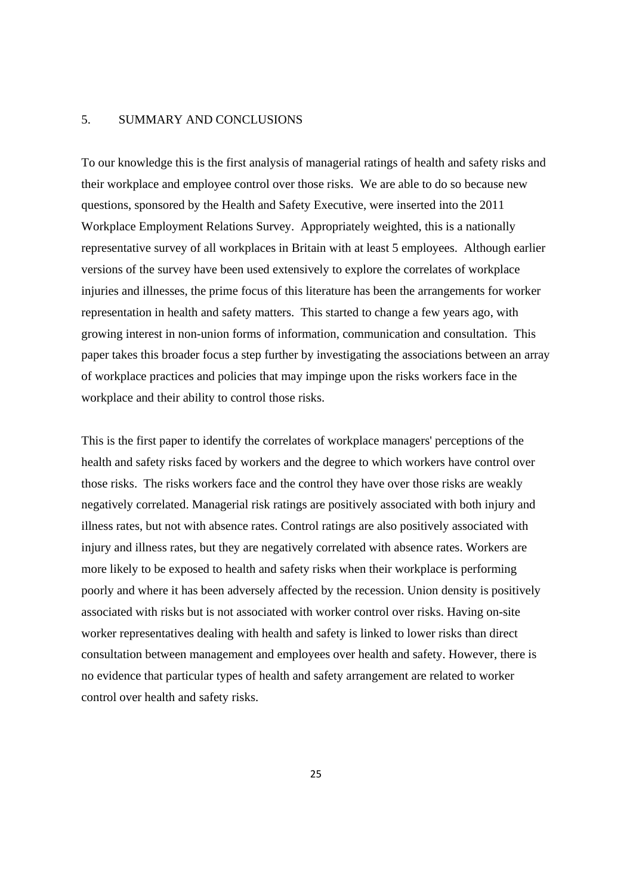## 5. SUMMARY AND CONCLUSIONS

To our knowledge this is the first analysis of managerial ratings of health and safety risks and their workplace and employee control over those risks. We are able to do so because new questions, sponsored by the Health and Safety Executive, were inserted into the 2011 Workplace Employment Relations Survey. Appropriately weighted, this is a nationally representative survey of all workplaces in Britain with at least 5 employees. Although earlier versions of the survey have been used extensively to explore the correlates of workplace injuries and illnesses, the prime focus of this literature has been the arrangements for worker representation in health and safety matters. This started to change a few years ago, with growing interest in non-union forms of information, communication and consultation. This paper takes this broader focus a step further by investigating the associations between an array of workplace practices and policies that may impinge upon the risks workers face in the workplace and their ability to control those risks.

This is the first paper to identify the correlates of workplace managers' perceptions of the health and safety risks faced by workers and the degree to which workers have control over those risks. The risks workers face and the control they have over those risks are weakly negatively correlated. Managerial risk ratings are positively associated with both injury and illness rates, but not with absence rates. Control ratings are also positively associated with injury and illness rates, but they are negatively correlated with absence rates. Workers are more likely to be exposed to health and safety risks when their workplace is performing poorly and where it has been adversely affected by the recession. Union density is positively associated with risks but is not associated with worker control over risks. Having on-site worker representatives dealing with health and safety is linked to lower risks than direct consultation between management and employees over health and safety. However, there is no evidence that particular types of health and safety arrangement are related to worker control over health and safety risks.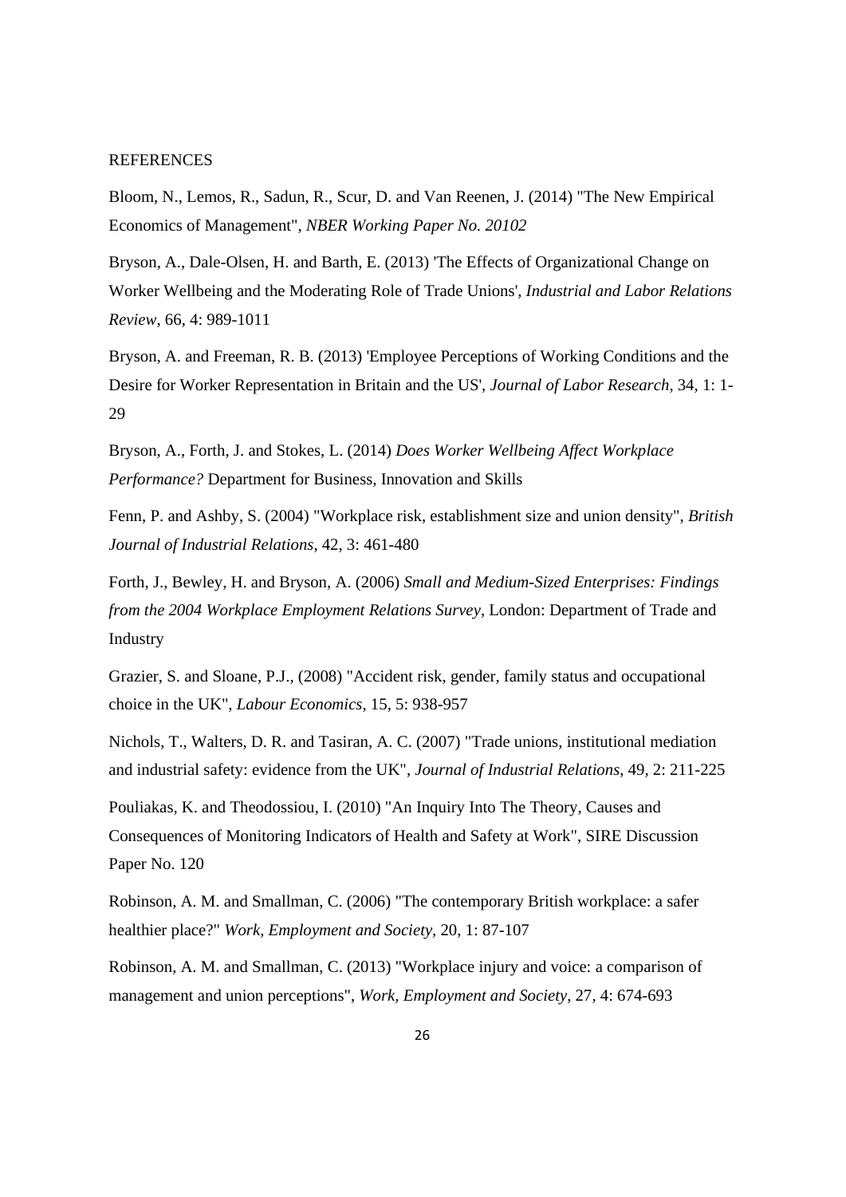REFERENCES

Bloom, N., Lemos, R., Sadun, R., Scur, D. and Van Reenen, J. (2014) "The New Empirical Economics of Management", *NBER Working Paper No. 20102*

Bryson, A., Dale-Olsen, H. and Barth, E. (2013) 'The Effects of Organizational Change on Worker Wellbeing and the Moderating Role of Trade Unions', *Industrial and Labor Relations Review*, 66, 4: 989-1011

Bryson, A. and Freeman, R. B. (2013) 'Employee Perceptions of Working Conditions and the Desire for Worker Representation in Britain and the US', *Journal of Labor Research*, 34, 1: 1-29

Bryson, A., Forth, J. and Stokes, L. (2014) *Does Worker Wellbeing Affect Workplace Performance?* Department for Business, Innovation and Skills

Fenn, P. and Ashby, S. (2004) "Workplace risk, establishment size and union density", *British Journal of Industrial Relations*, 42, 3: 461-480

Forth, J., Bewley, H. and Bryson, A. (2006) *Small and Medium-Sized Enterprises: Findings from the 2004 Workplace Employment Relations Survey*, London: Department of Trade and Industry

Grazier, S. and Sloane, P.J., (2008) "Accident risk, gender, family status and occupational choice in the UK", *Labour Economics*, 15, 5: 938-957

Nichols, T., Walters, D. R. and Tasiran, A. C. (2007) "Trade unions, institutional mediation and industrial safety: evidence from the UK", *Journal of Industrial Relations*, 49, 2: 211-225

Pouliakas, K. and Theodossiou, I. (2010) "An Inquiry Into The Theory, Causes and Consequences of Monitoring Indicators of Health and Safety at Work", SIRE Discussion Paper No. 120

Robinson, A. M. and Smallman, C. (2006) "The contemporary British workplace: a safer healthier place?" *Work, Employment and Society*, 20, 1: 87-107

Robinson, A. M. and Smallman, C. (2013) "Workplace injury and voice: a comparison of management and union perceptions", *Work, Employment and Society*, 27, 4: 674-693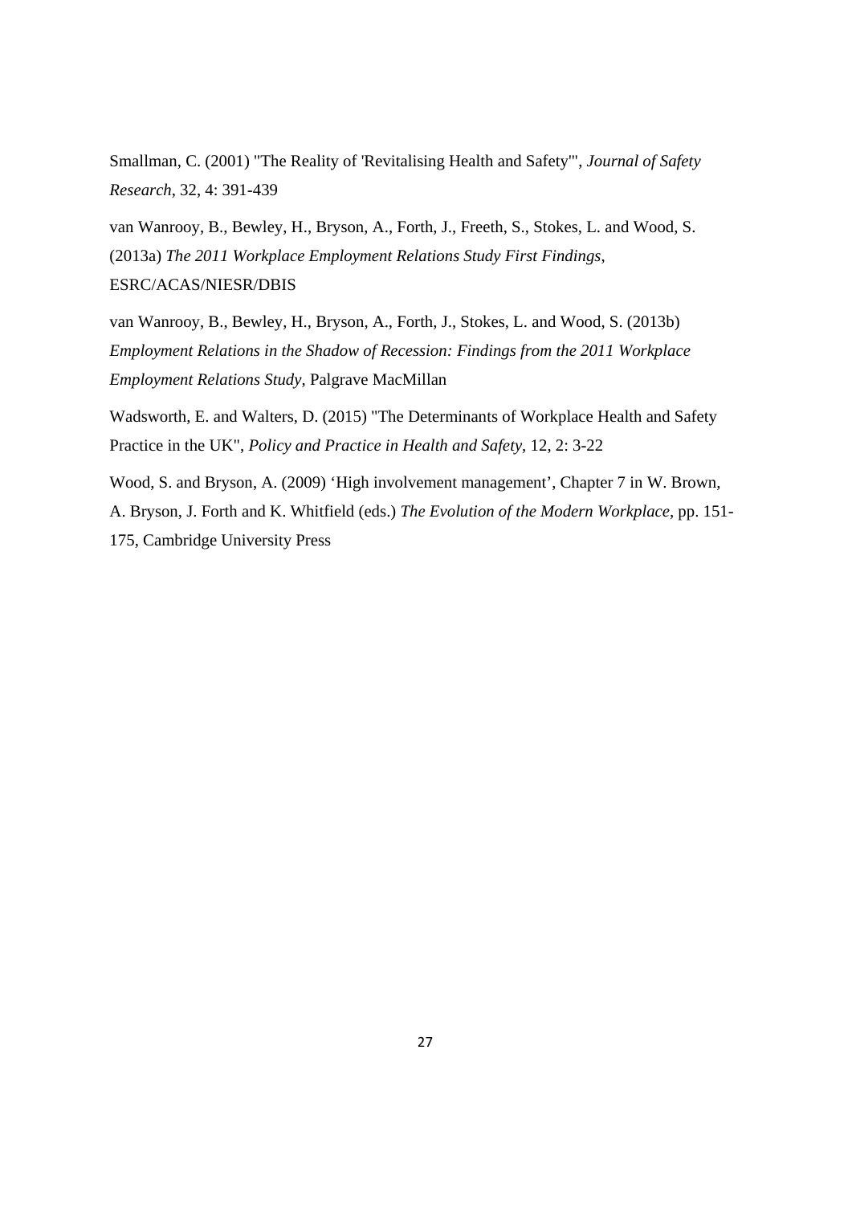Smallman, C. (2001) "The Reality of 'Revitalising Health and Safety'", *Journal of Safety Research*, 32, 4: 391-439

van Wanrooy, B., Bewley, H., Bryson, A., Forth, J., Freeth, S., Stokes, L. and Wood, S. (2013a) *The 2011 Workplace Employment Relations Study First Findings*, ESRC/ACAS/NIESR/DBIS

van Wanrooy, B., Bewley, H., Bryson, A., Forth, J., Stokes, L. and Wood, S. (2013b) *Employment Relations in the Shadow of Recession: Findings from the 2011 Workplace Employment Relations Study*, Palgrave MacMillan

Wadsworth, E. and Walters, D. (2015) "The Determinants of Workplace Health and Safety Practice in the UK", *Policy and Practice in Health and Safety*, 12, 2: 3-22

Wood, S. and Bryson, A. (2009) 'High involvement management', Chapter 7 in W. Brown, A. Bryson, J. Forth and K. Whitfield (eds.) *The Evolution of the Modern Workplace*, pp. 151-175, Cambridge University Press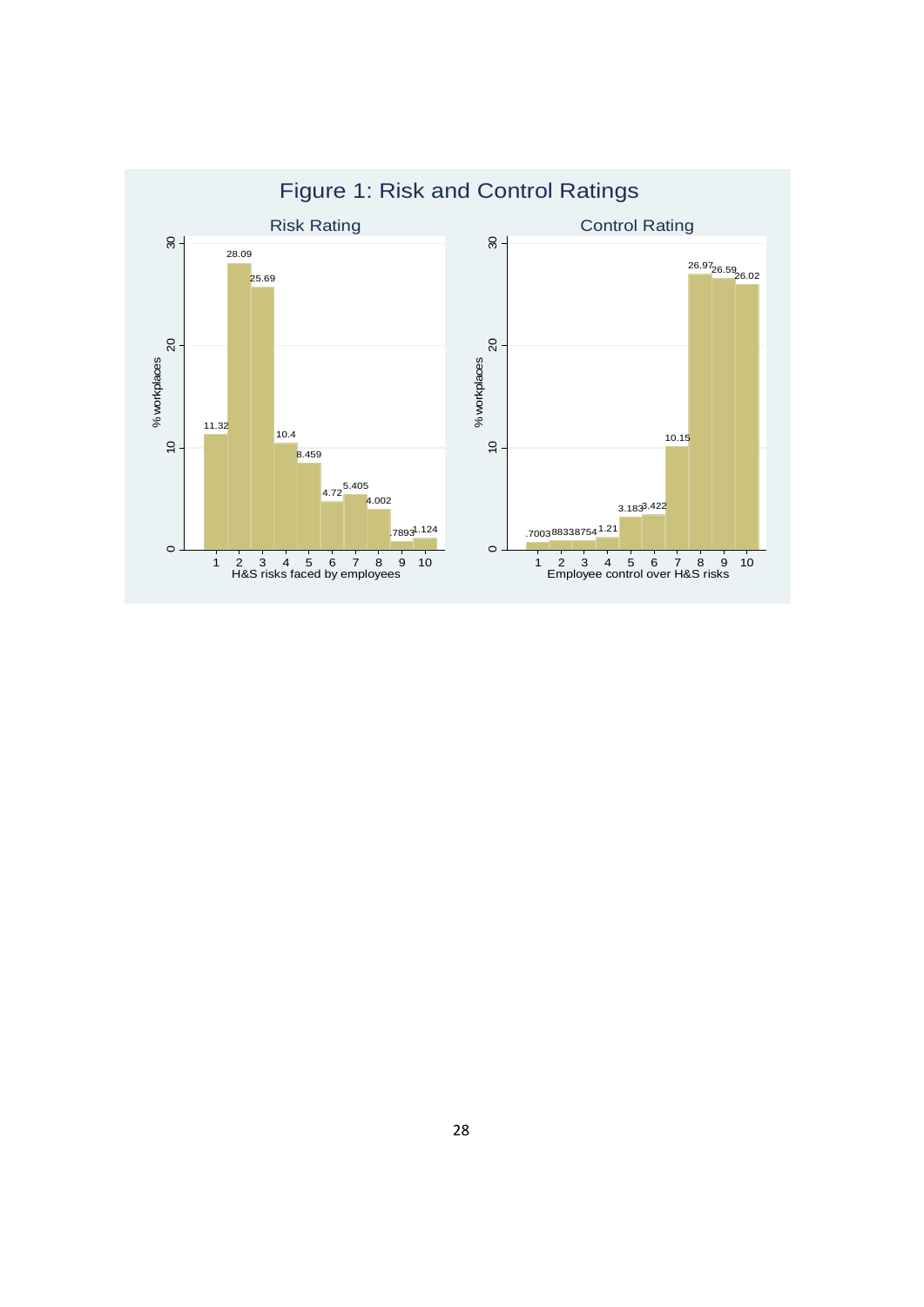Figure 1: Risk and Control Ratings

Risk Rating

| H&S risks faced by employees | % workplaces |
|---|---|
| 1 | 11.32 |
| 2 | 28.09 |
| 3 | 25.69 |
| 4 | 10.4 |
| 5 | 8.459 |
| 6 | 4.72 |
| 7 | 5.405 |
| 8 | 4.002 |
| 9 | .7893 |
| 10 | 1.124 |

Control Rating

| Employee control over H&S risks | % workplaces |
|---|---|
| 1 | .7003 |
| 2 | .8833 |
| 3 | .8754 |
| 4 | 1.21 |
| 5 | 3.183 |
| 6 | 3.422 |
| 7 | 10.15 |
| 8 | 26.97 |
| 9 | 26.59 |
| 10 | 26.02 |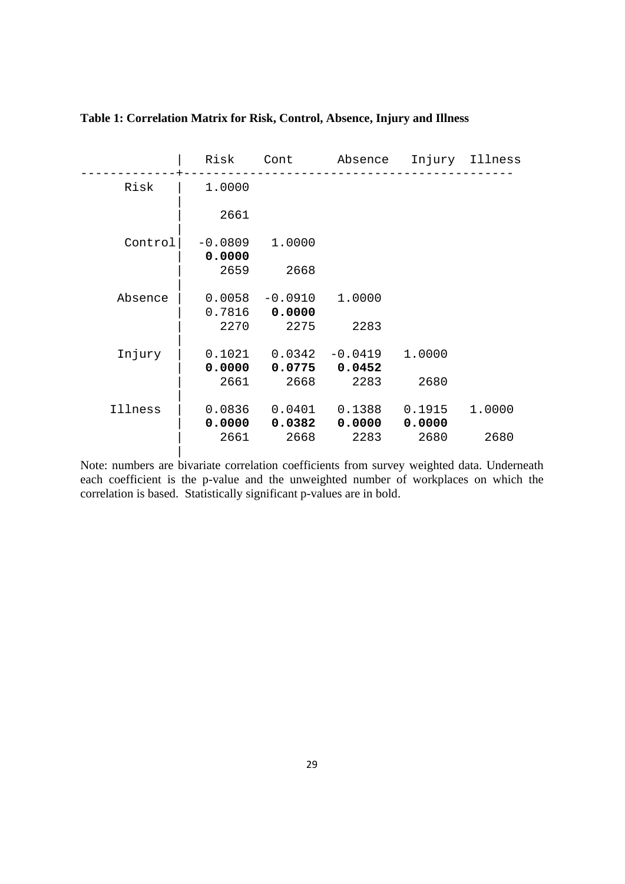**Table 1: Correlation Matrix for Risk, Control, Absence, Injury and Illness**

| | Risk | Cont | Absence | Injury | Illness |
|---|---|---|---|---|---|
| Risk | 1.0000 | | | | |
| | | | | | |
| | 2661 | | | | |
| Control | -0.0809 | 1.0000 | | | |
| | **0.0000** | | | | |
| | 2659 | 2668 | | | |
| Absence | 0.0058 | -0.0910 | 1.0000 | | |
| | 0.7816 | **0.0000** | | | |
| | 2270 | 2275 | 2283 | | |
| Injury | 0.1021 | 0.0342 | -0.0419 | 1.0000 | |
| | **0.0000** | **0.0775** | **0.0452** | | |
| | 2661 | 2668 | 2283 | 2680 | |
| Illness | 0.0836 | 0.0401 | 0.1388 | 0.1915 | 1.0000 |
| | **0.0000** | **0.0382** | **0.0000** | **0.0000** | |
| | 2661 | 2668 | 2283 | 2680 | 2680 |

Note: numbers are bivariate correlation coefficients from survey weighted data. Underneath each coefficient is the p-value and the unweighted number of workplaces on which the correlation is based. Statistically significant p-values are in bold.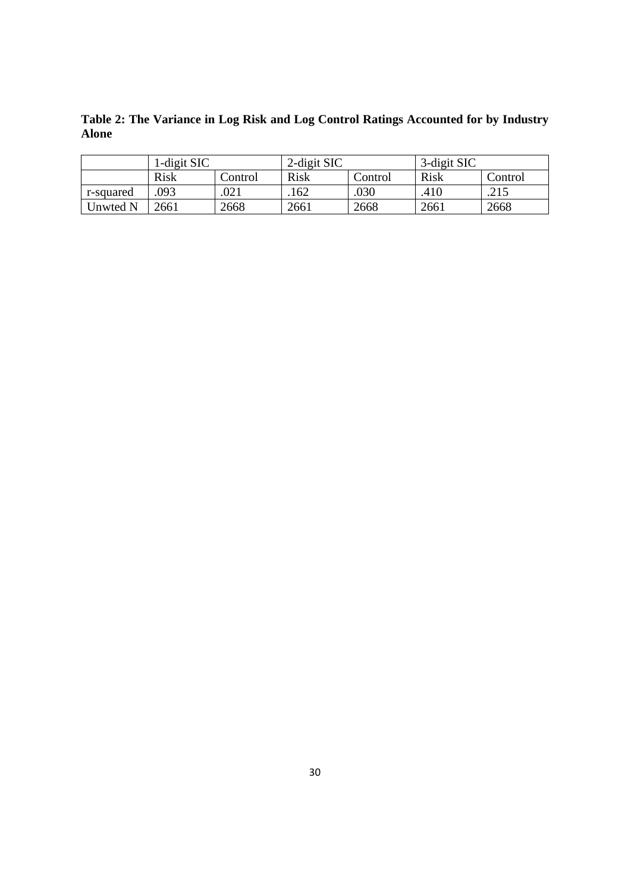**Table 2: The Variance in Log Risk and Log Control Ratings Accounted for by Industry Alone**

| | 1-digit SIC | | 2-digit SIC | | 3-digit SIC | |
|---|---|---|---|---|---|---|
| | Risk | Control | Risk | Control | Risk | Control |
| r-squared | .093 | .021 | .162 | .030 | .410 | .215 |
| Unwted N | 2661 | 2668 | 2661 | 2668 | 2661 | 2668 |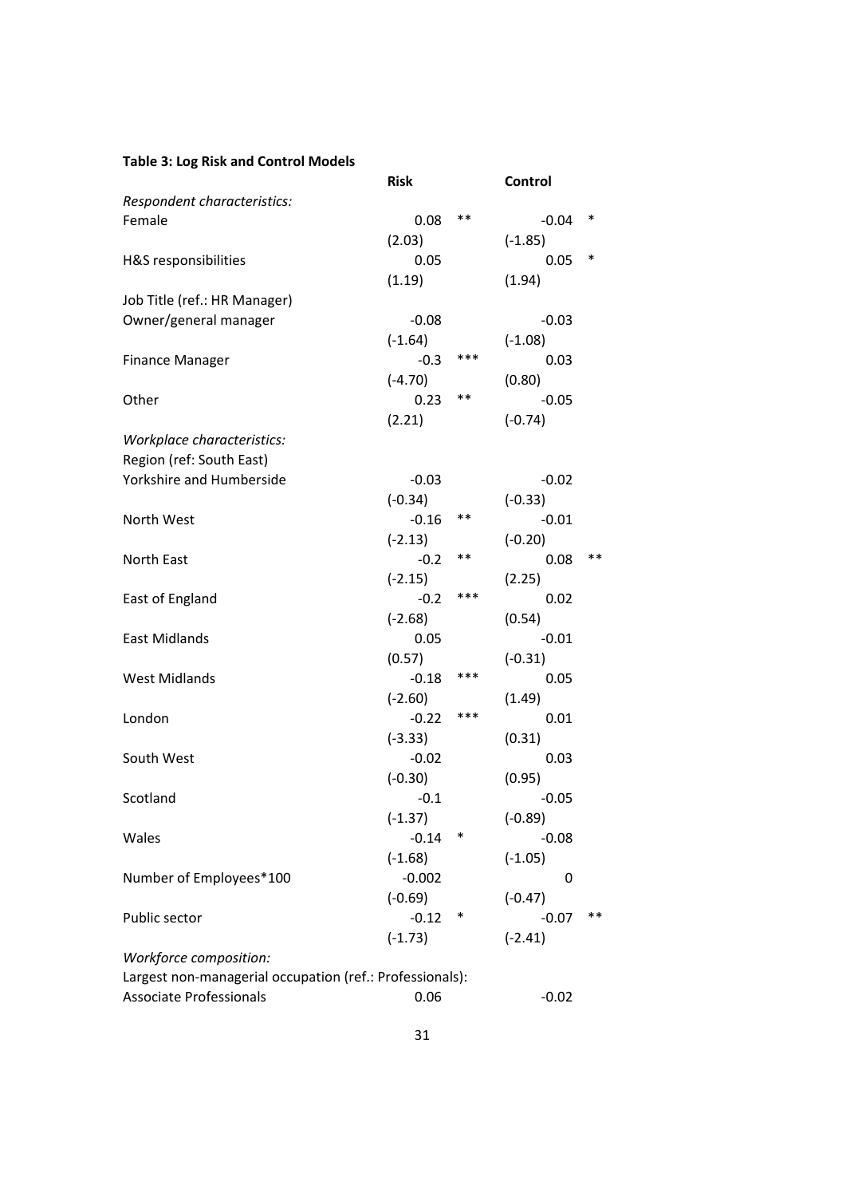**Table 3: Log Risk and Control Models**

| | Risk | | Control | |
|---|---|---|---|---|
| *Respondent characteristics:* | | | | |
| Female | 0.08 | ** | -0.04 | * |
| | (2.03) | | (-1.85) | |
| H&S responsibilities | 0.05 | | 0.05 | * |
| | (1.19) | | (1.94) | |
| Job Title (ref.: HR Manager) | | | | |
| Owner/general manager | -0.08 | | -0.03 | |
| | (-1.64) | | (-1.08) | |
| Finance Manager | -0.3 | *** | 0.03 | |
| | (-4.70) | | (0.80) | |
| Other | 0.23 | ** | -0.05 | |
| | (2.21) | | (-0.74) | |
| *Workplace characteristics:* | | | | |
| Region (ref: South East) | | | | |
| Yorkshire and Humberside | -0.03 | | -0.02 | |
| | (-0.34) | | (-0.33) | |
| North West | -0.16 | ** | -0.01 | |
| | (-2.13) | | (-0.20) | |
| North East | -0.2 | ** | 0.08 | ** |
| | (-2.15) | | (2.25) | |
| East of England | -0.2 | *** | 0.02 | |
| | (-2.68) | | (0.54) | |
| East Midlands | 0.05 | | -0.01 | |
| | (0.57) | | (-0.31) | |
| West Midlands | -0.18 | *** | 0.05 | |
| | (-2.60) | | (1.49) | |
| London | -0.22 | *** | 0.01 | |
| | (-3.33) | | (0.31) | |
| South West | -0.02 | | 0.03 | |
| | (-0.30) | | (0.95) | |
| Scotland | -0.1 | | -0.05 | |
| | (-1.37) | | (-0.89) | |
| Wales | -0.14 | * | -0.08 | |
| | (-1.68) | | (-1.05) | |
| Number of Employees*100 | -0.002 | | 0 | |
| | (-0.69) | | (-0.47) | |
| Public sector | -0.12 | * | -0.07 | ** |
| | (-1.73) | | (-2.41) | |
| *Workforce composition:* | | | | |
| Largest non-managerial occupation (ref.: Professionals): | | | | |
| Associate Professionals | 0.06 | | -0.02 | |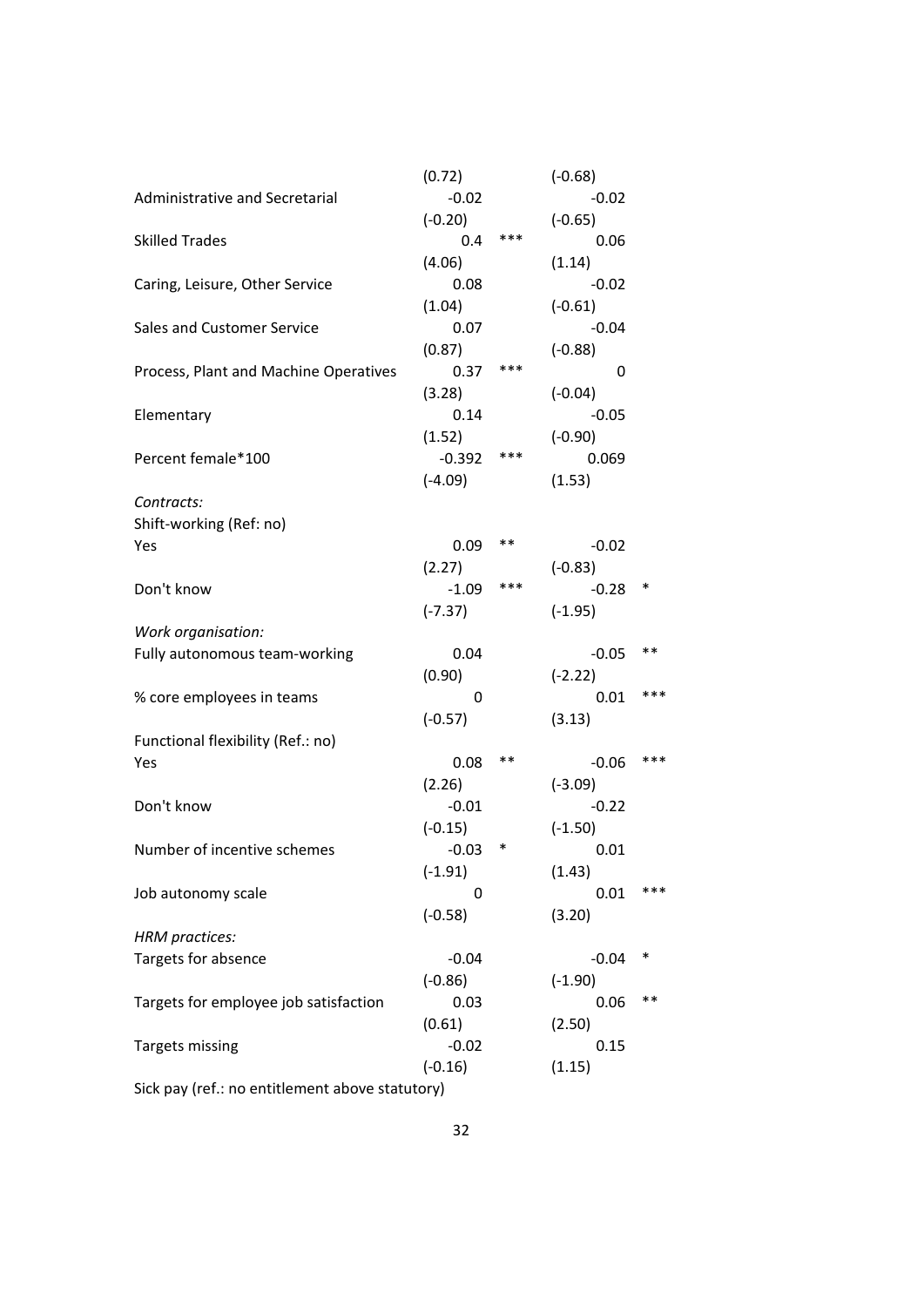| | | | | |
|---|---|---|---|---|
| | (0.72) | | (-0.68) | |
| Administrative and Secretarial | -0.02 | | -0.02 | |
| | (-0.20) | | (-0.65) | |
| Skilled Trades | 0.4 | *** | 0.06 | |
| | (4.06) | | (1.14) | |
| Caring, Leisure, Other Service | 0.08 | | -0.02 | |
| | (1.04) | | (-0.61) | |
| Sales and Customer Service | 0.07 | | -0.04 | |
| | (0.87) | | (-0.88) | |
| Process, Plant and Machine Operatives | 0.37 | *** | 0 | |
| | (3.28) | | (-0.04) | |
| Elementary | 0.14 | | -0.05 | |
| | (1.52) | | (-0.90) | |
| Percent female*100 | -0.392 | *** | 0.069 | |
| | (-4.09) | | (1.53) | |
| *Contracts:* | | | | |
| Shift-working (Ref: no) | | | | |
| Yes | 0.09 | ** | -0.02 | |
| | (2.27) | | (-0.83) | |
| Don't know | -1.09 | *** | -0.28 | * |
| | (-7.37) | | (-1.95) | |
| *Work organisation:* | | | | |
| Fully autonomous team-working | 0.04 | | -0.05 | ** |
| | (0.90) | | (-2.22) | |
| % core employees in teams | 0 | | 0.01 | *** |
| | (-0.57) | | (3.13) | |
| Functional flexibility (Ref.: no) | | | | |
| Yes | 0.08 | ** | -0.06 | *** |
| | (2.26) | | (-3.09) | |
| Don't know | -0.01 | | -0.22 | |
| | (-0.15) | | (-1.50) | |
| Number of incentive schemes | -0.03 | * | 0.01 | |
| | (-1.91) | | (1.43) | |
| Job autonomy scale | 0 | | 0.01 | *** |
| | (-0.58) | | (3.20) | |
| *HRM practices:* | | | | |
| Targets for absence | -0.04 | | -0.04 | * |
| | (-0.86) | | (-1.90) | |
| Targets for employee job satisfaction | 0.03 | | 0.06 | ** |
| | (0.61) | | (2.50) | |
| Targets missing | -0.02 | | 0.15 | |
| | (-0.16) | | (1.15) | |
| Sick pay (ref.: no entitlement above statutory) | | | | |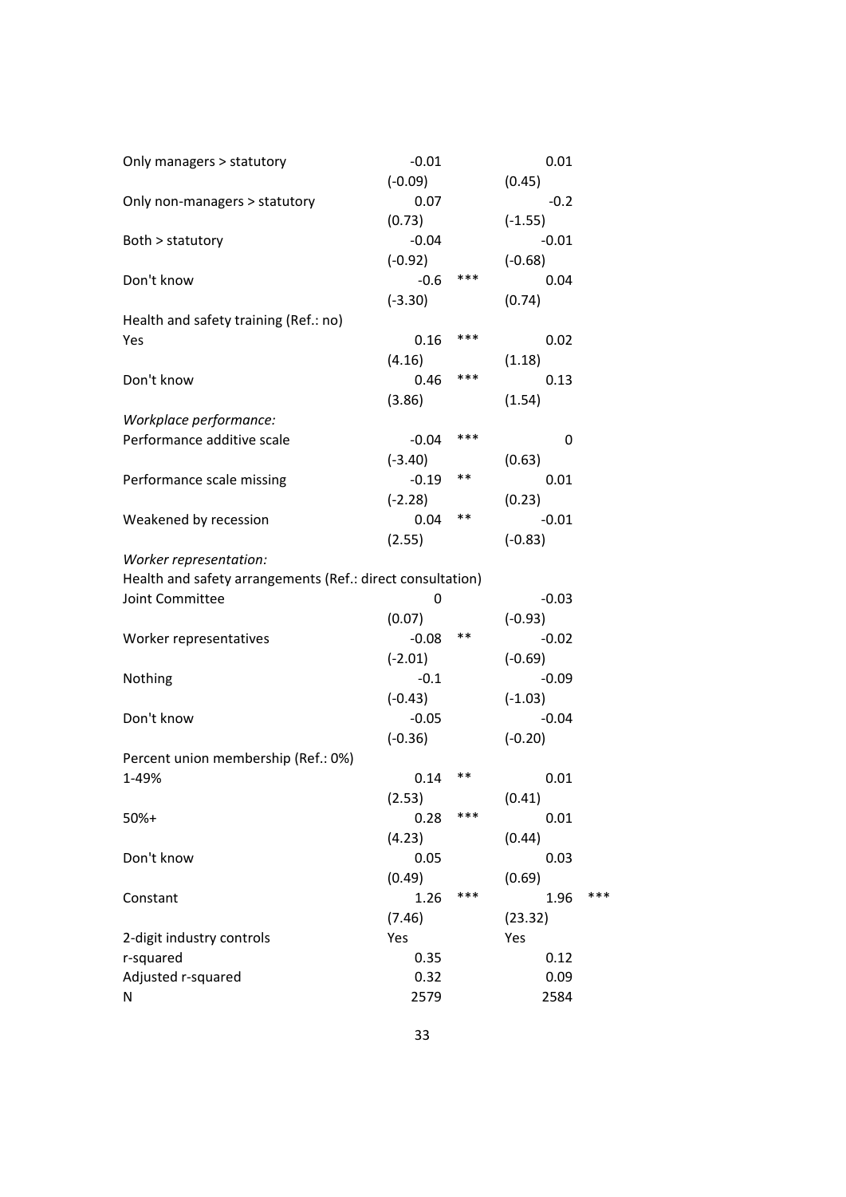| | | | | |
|---|---|---|---|---|
| Only managers > statutory | -0.01 | | 0.01 | |
| | (-0.09) | | (0.45) | |
| Only non-managers > statutory | 0.07 | | -0.2 | |
| | (0.73) | | (-1.55) | |
| Both > statutory | -0.04 | | -0.01 | |
| | (-0.92) | | (-0.68) | |
| Don't know | -0.6 | *** | 0.04 | |
| | (-3.30) | | (0.74) | |
| Health and safety training (Ref.: no) | | | | |
| Yes | 0.16 | *** | 0.02 | |
| | (4.16) | | (1.18) | |
| Don't know | 0.46 | *** | 0.13 | |
| | (3.86) | | (1.54) | |
| *Workplace performance:* | | | | |
| Performance additive scale | -0.04 | *** | 0 | |
| | (-3.40) | | (0.63) | |
| Performance scale missing | -0.19 | ** | 0.01 | |
| | (-2.28) | | (0.23) | |
| Weakened by recession | 0.04 | ** | -0.01 | |
| | (2.55) | | (-0.83) | |
| *Worker representation:* | | | | |
| Health and safety arrangements (Ref.: direct consultation) | | | | |
| Joint Committee | 0 | | -0.03 | |
| | (0.07) | | (-0.93) | |
| Worker representatives | -0.08 | ** | -0.02 | |
| | (-2.01) | | (-0.69) | |
| Nothing | -0.1 | | -0.09 | |
| | (-0.43) | | (-1.03) | |
| Don't know | -0.05 | | -0.04 | |
| | (-0.36) | | (-0.20) | |
| Percent union membership (Ref.: 0%) | | | | |
| 1-49% | 0.14 | ** | 0.01 | |
| | (2.53) | | (0.41) | |
| 50%+ | 0.28 | *** | 0.01 | |
| | (4.23) | | (0.44) | |
| Don't know | 0.05 | | 0.03 | |
| | (0.49) | | (0.69) | |
| Constant | 1.26 | *** | 1.96 | *** |
| | (7.46) | | (23.32) | |
| 2-digit industry controls | Yes | | Yes | |
| r-squared | 0.35 | | 0.12 | |
| Adjusted r-squared | 0.32 | | 0.09 | |
| N | 2579 | | 2584 | |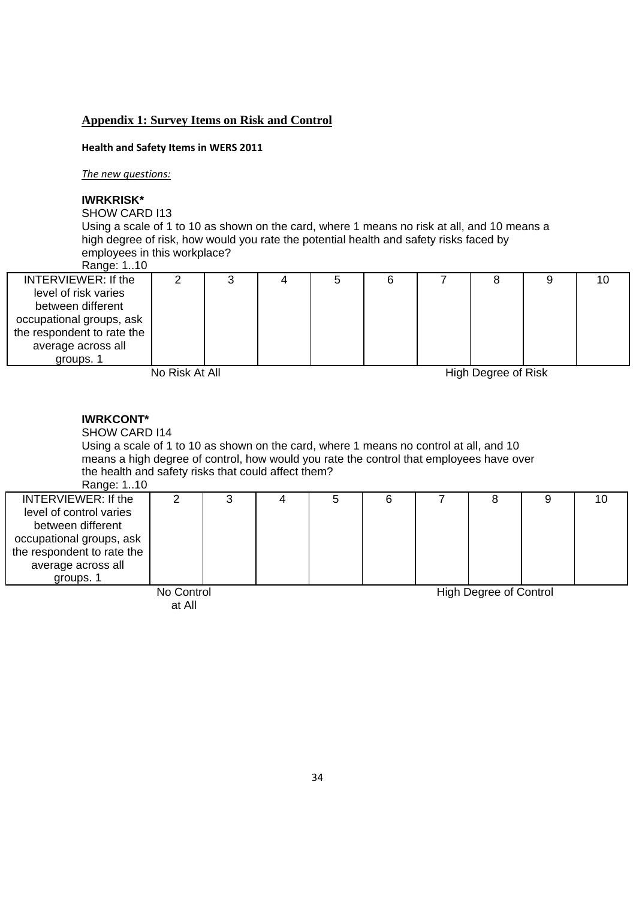## Appendix 1: Survey Items on Risk and Control

**Health and Safety Items in WERS 2011**

*The new questions:*

**IWRKRISK***
SHOW CARD I13
Using a scale of 1 to 10 as shown on the card, where 1 means no risk at all, and 10 means a high degree of risk, how would you rate the potential health and safety risks faced by employees in this workplace?
Range: 1..10

| INTERVIEWER: If the level of risk varies between different occupational groups, ask the respondent to rate the average across all groups. 1 | 2 | 3 | 4 | 5 | 6 | 7 | 8 | 9 | 10 |
|---|---|---|---|---|---|---|---|---|---|
| No Risk At All | | | | | | High Degree of Risk | | | |

**IWRKCONT***
SHOW CARD I14
Using a scale of 1 to 10 as shown on the card, where 1 means no control at all, and 10 means a high degree of control, how would you rate the control that employees have over the health and safety risks that could affect them?
Range: 1..10

| INTERVIEWER: If the level of control varies between different occupational groups, ask the respondent to rate the average across all groups. 1 | 2 | 3 | 4 | 5 | 6 | 7 | 8 | 9 | 10 |
|---|---|---|---|---|---|---|---|---|---|
| No Control at All | | | | | | High Degree of Control | | | |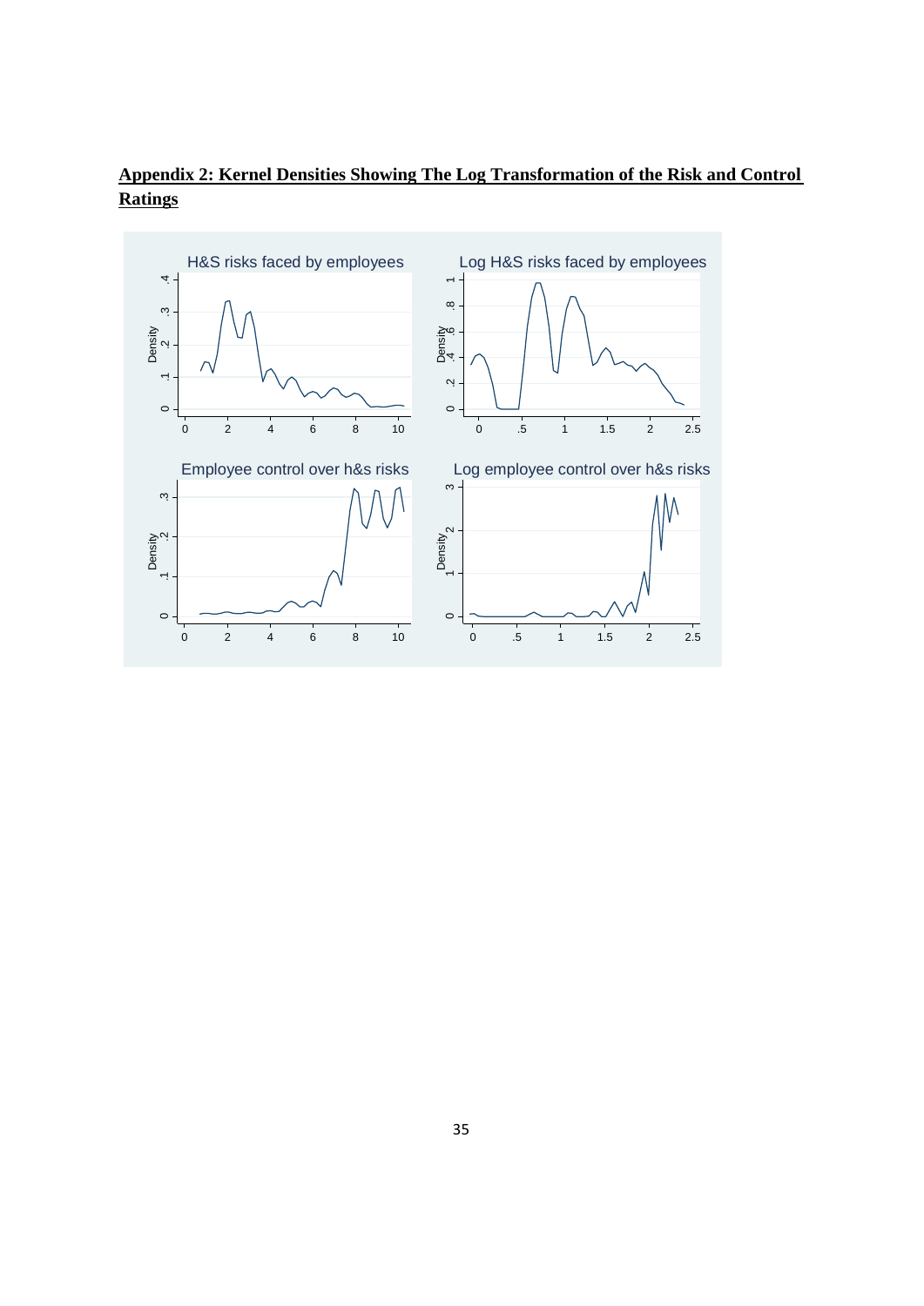## Appendix 2: Kernel Densities Showing The Log Transformation of the Risk and Control Ratings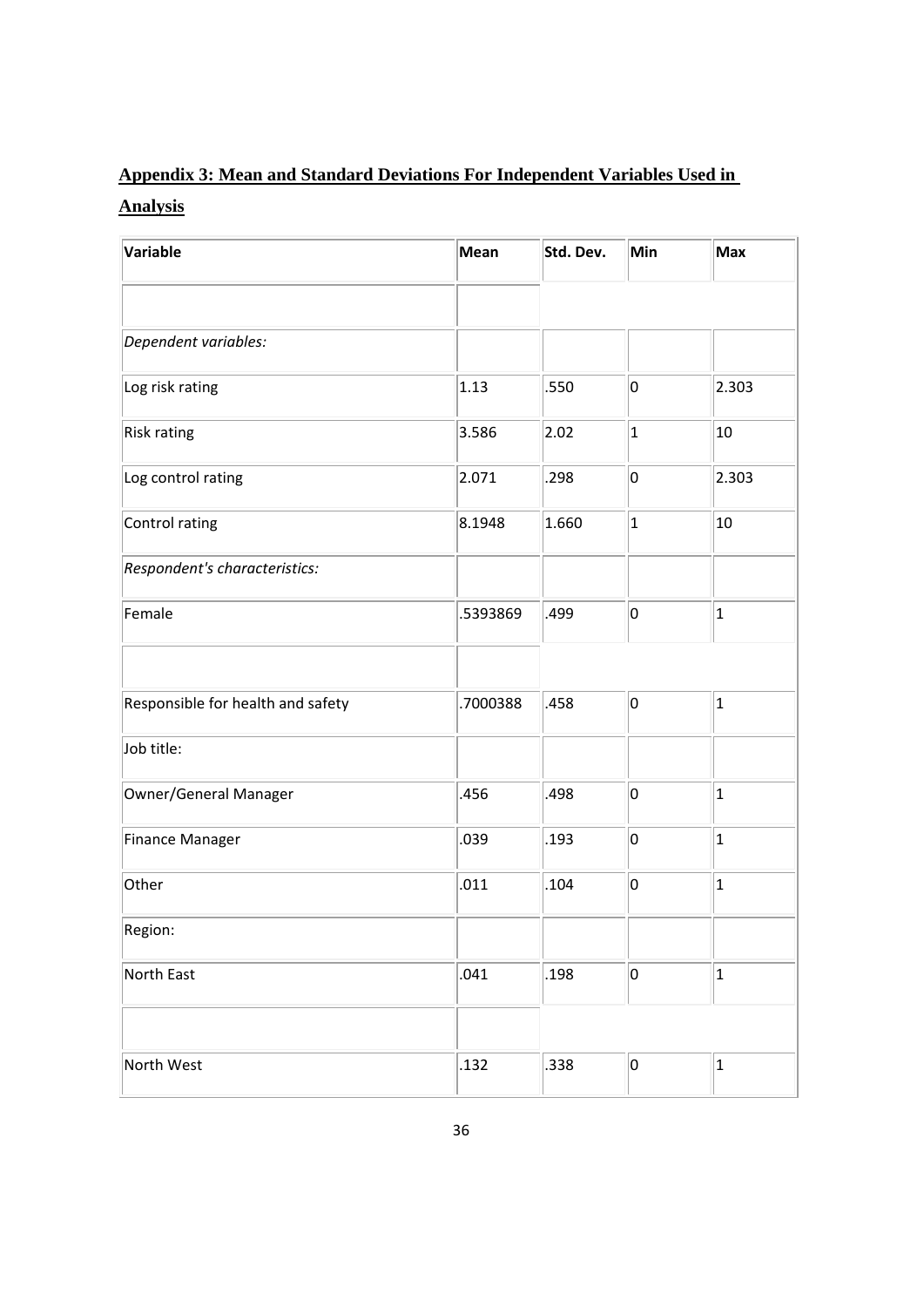## Appendix 3: Mean and Standard Deviations For Independent Variables Used in Analysis

| Variable | Mean | Std. Dev. | Min | Max |
|---|---|---|---|---|
| | | | | |
| *Dependent variables:* | | | | |
| Log risk rating | 1.13 | .550 | 0 | 2.303 |
| Risk rating | 3.586 | 2.02 | 1 | 10 |
| Log control rating | 2.071 | .298 | 0 | 2.303 |
| Control rating | 8.1948 | 1.660 | 1 | 10 |
| *Respondent's characteristics:* | | | | |
| Female | .5393869 | .499 | 0 | 1 |
| | | | | |
| Responsible for health and safety | .7000388 | .458 | 0 | 1 |
| Job title: | | | | |
| Owner/General Manager | .456 | .498 | 0 | 1 |
| Finance Manager | .039 | .193 | 0 | 1 |
| Other | .011 | .104 | 0 | 1 |
| Region: | | | | |
| North East | .041 | .198 | 0 | 1 |
| | | | | |
| North West | .132 | .338 | 0 | 1 |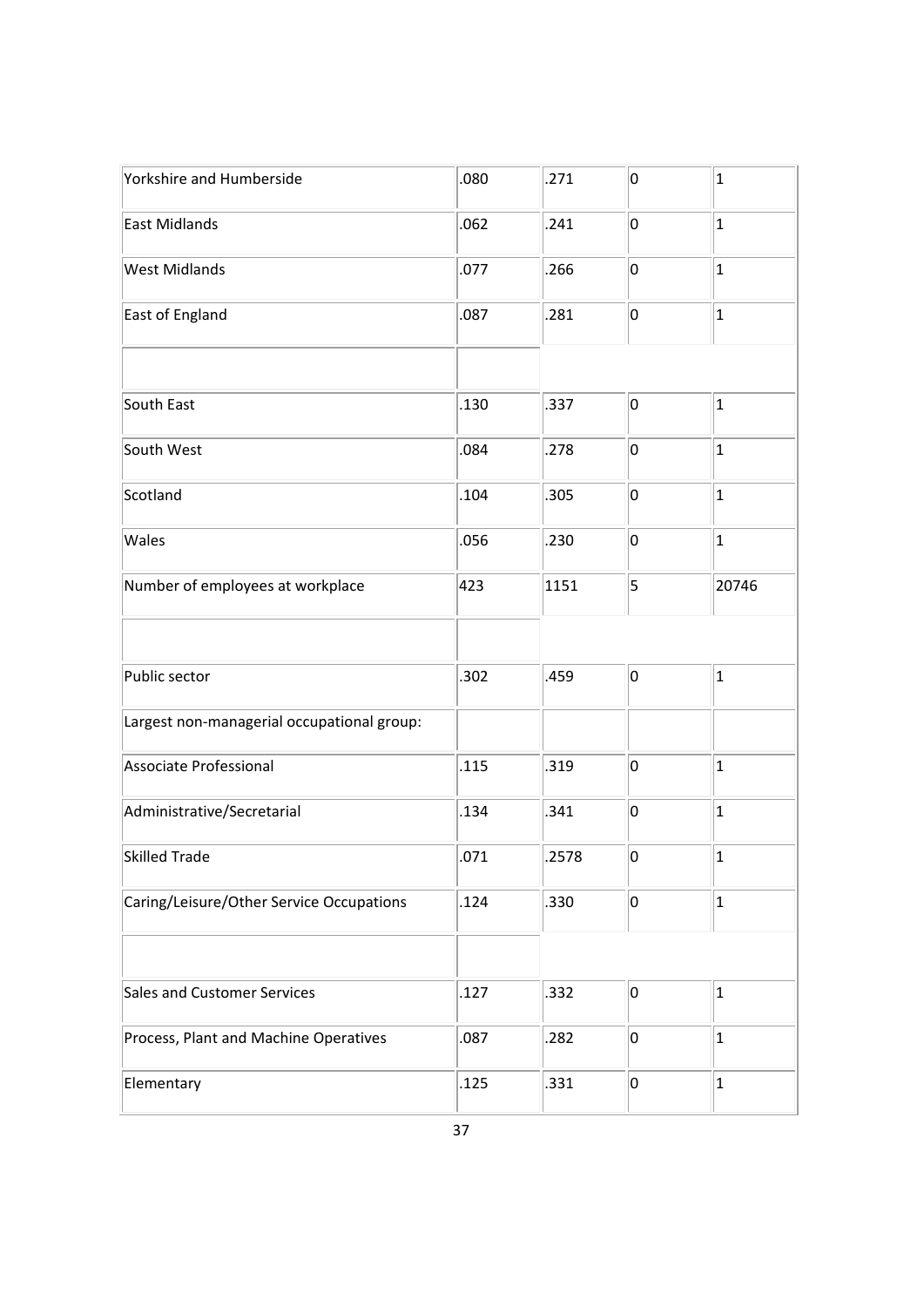| | | | | |
|---|---|---|---|---|
| Yorkshire and Humberside | .080 | .271 | 0 | 1 |
| East Midlands | .062 | .241 | 0 | 1 |
| West Midlands | .077 | .266 | 0 | 1 |
| East of England | .087 | .281 | 0 | 1 |
| | | | | |
| South East | .130 | .337 | 0 | 1 |
| South West | .084 | .278 | 0 | 1 |
| Scotland | .104 | .305 | 0 | 1 |
| Wales | .056 | .230 | 0 | 1 |
| Number of employees at workplace | 423 | 1151 | 5 | 20746 |
| | | | | |
| Public sector | .302 | .459 | 0 | 1 |
| Largest non-managerial occupational group: | | | | |
| Associate Professional | .115 | .319 | 0 | 1 |
| Administrative/Secretarial | .134 | .341 | 0 | 1 |
| Skilled Trade | .071 | .2578 | 0 | 1 |
| Caring/Leisure/Other Service Occupations | .124 | .330 | 0 | 1 |
| | | | | |
| Sales and Customer Services | .127 | .332 | 0 | 1 |
| Process, Plant and Machine Operatives | .087 | .282 | 0 | 1 |
| Elementary | .125 | .331 | 0 | 1 |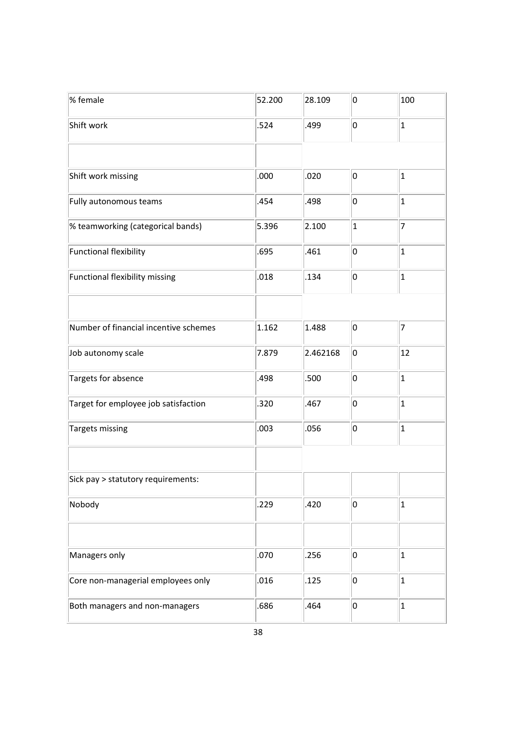| | | | | |
|---|---|---|---|---|
| % female | 52.200 | 28.109 | 0 | 100 |
| Shift work | .524 | .499 | 0 | 1 |
| | | | | |
| Shift work missing | .000 | .020 | 0 | 1 |
| Fully autonomous teams | .454 | .498 | 0 | 1 |
| % teamworking (categorical bands) | 5.396 | 2.100 | 1 | 7 |
| Functional flexibility | .695 | .461 | 0 | 1 |
| Functional flexibility missing | .018 | .134 | 0 | 1 |
| | | | | |
| Number of financial incentive schemes | 1.162 | 1.488 | 0 | 7 |
| Job autonomy scale | 7.879 | 2.462168 | 0 | 12 |
| Targets for absence | .498 | .500 | 0 | 1 |
| Target for employee job satisfaction | .320 | .467 | 0 | 1 |
| Targets missing | .003 | .056 | 0 | 1 |
| | | | | |
| Sick pay > statutory requirements: | | | | |
| Nobody | .229 | .420 | 0 | 1 |
| | | | | |
| Managers only | .070 | .256 | 0 | 1 |
| Core non-managerial employees only | .016 | .125 | 0 | 1 |
| Both managers and non-managers | .686 | .464 | 0 | 1 |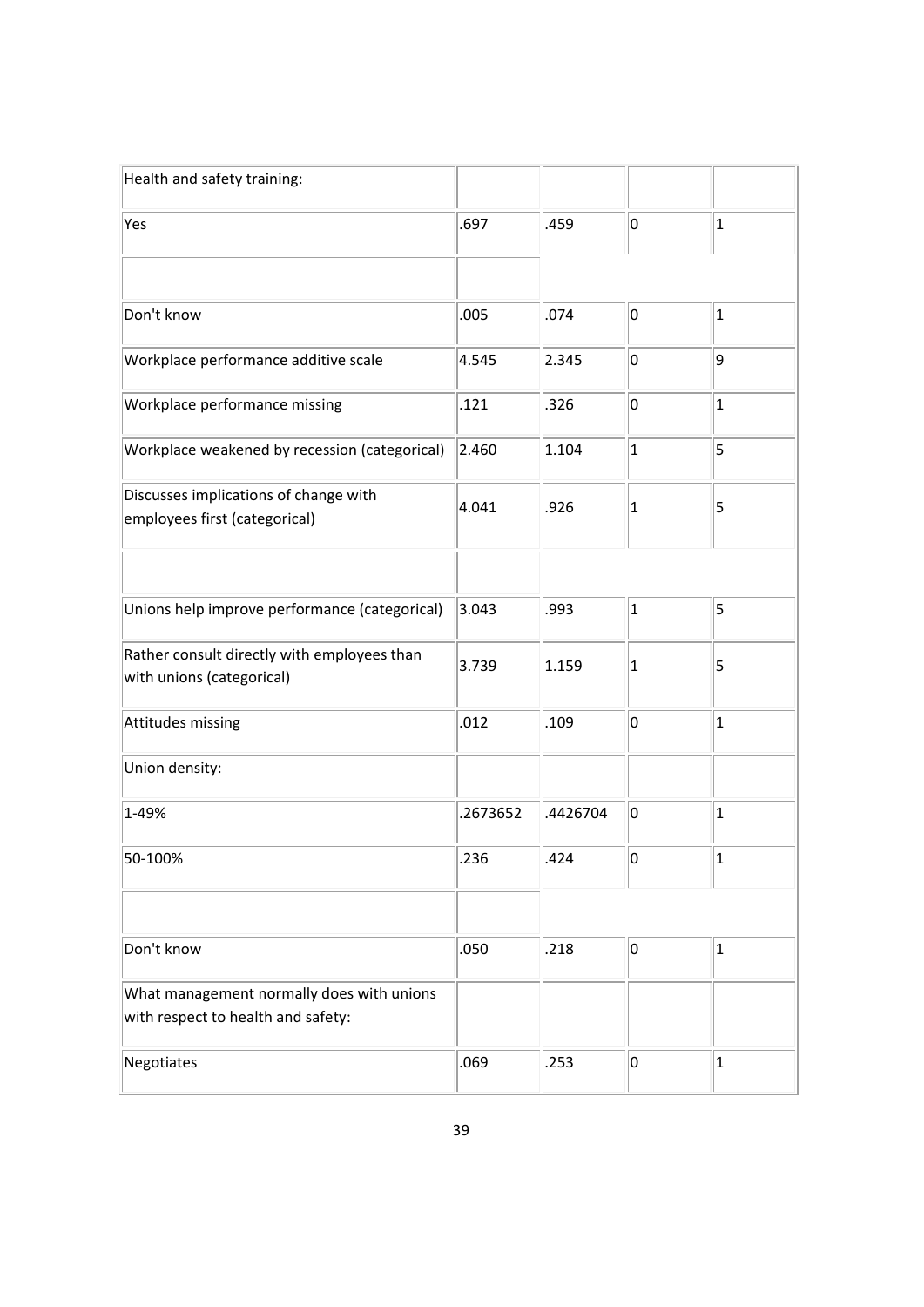| | | | | |
|---|---|---|---|---|
| Health and safety training: | | | | |
| Yes | .697 | .459 | 0 | 1 |
| | | | | |
| Don't know | .005 | .074 | 0 | 1 |
| Workplace performance additive scale | 4.545 | 2.345 | 0 | 9 |
| Workplace performance missing | .121 | .326 | 0 | 1 |
| Workplace weakened by recession (categorical) | 2.460 | 1.104 | 1 | 5 |
| Discusses implications of change with employees first (categorical) | 4.041 | .926 | 1 | 5 |
| | | | | |
| Unions help improve performance (categorical) | 3.043 | .993 | 1 | 5 |
| Rather consult directly with employees than with unions (categorical) | 3.739 | 1.159 | 1 | 5 |
| Attitudes missing | .012 | .109 | 0 | 1 |
| Union density: | | | | |
| 1-49% | .2673652 | .4426704 | 0 | 1 |
| 50-100% | .236 | .424 | 0 | 1 |
| | | | | |
| Don't know | .050 | .218 | 0 | 1 |
| What management normally does with unions with respect to health and safety: | | | | |
| Negotiates | .069 | .253 | 0 | 1 |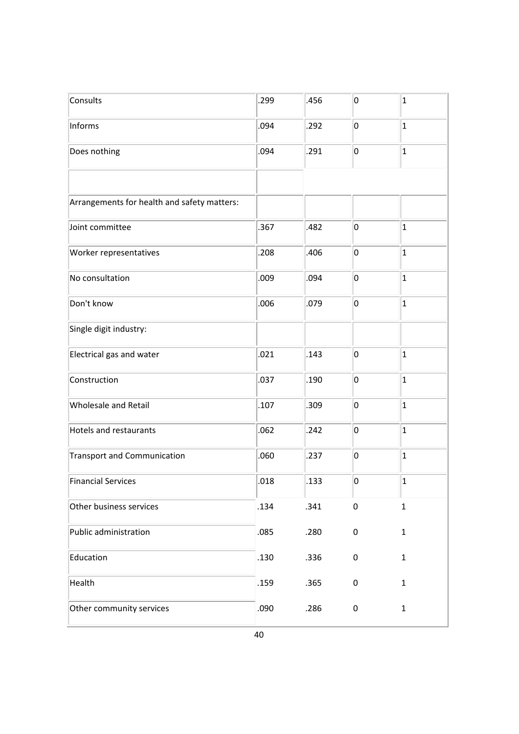| | | | | |
|---|---|---|---|---|
| Consults | .299 | .456 | 0 | 1 |
| Informs | .094 | .292 | 0 | 1 |
| Does nothing | .094 | .291 | 0 | 1 |
| | | | | |
| Arrangements for health and safety matters: | | | | |
| Joint committee | .367 | .482 | 0 | 1 |
| Worker representatives | .208 | .406 | 0 | 1 |
| No consultation | .009 | .094 | 0 | 1 |
| Don't know | .006 | .079 | 0 | 1 |
| Single digit industry: | | | | |
| Electrical gas and water | .021 | .143 | 0 | 1 |
| Construction | .037 | .190 | 0 | 1 |
| Wholesale and Retail | .107 | .309 | 0 | 1 |
| Hotels and restaurants | .062 | .242 | 0 | 1 |
| Transport and Communication | .060 | .237 | 0 | 1 |
| Financial Services | .018 | .133 | 0 | 1 |
| Other business services | .134 | .341 | 0 | 1 |
| Public administration | .085 | .280 | 0 | 1 |
| Education | .130 | .336 | 0 | 1 |
| Health | .159 | .365 | 0 | 1 |
| Other community services | .090 | .286 | 0 | 1 |